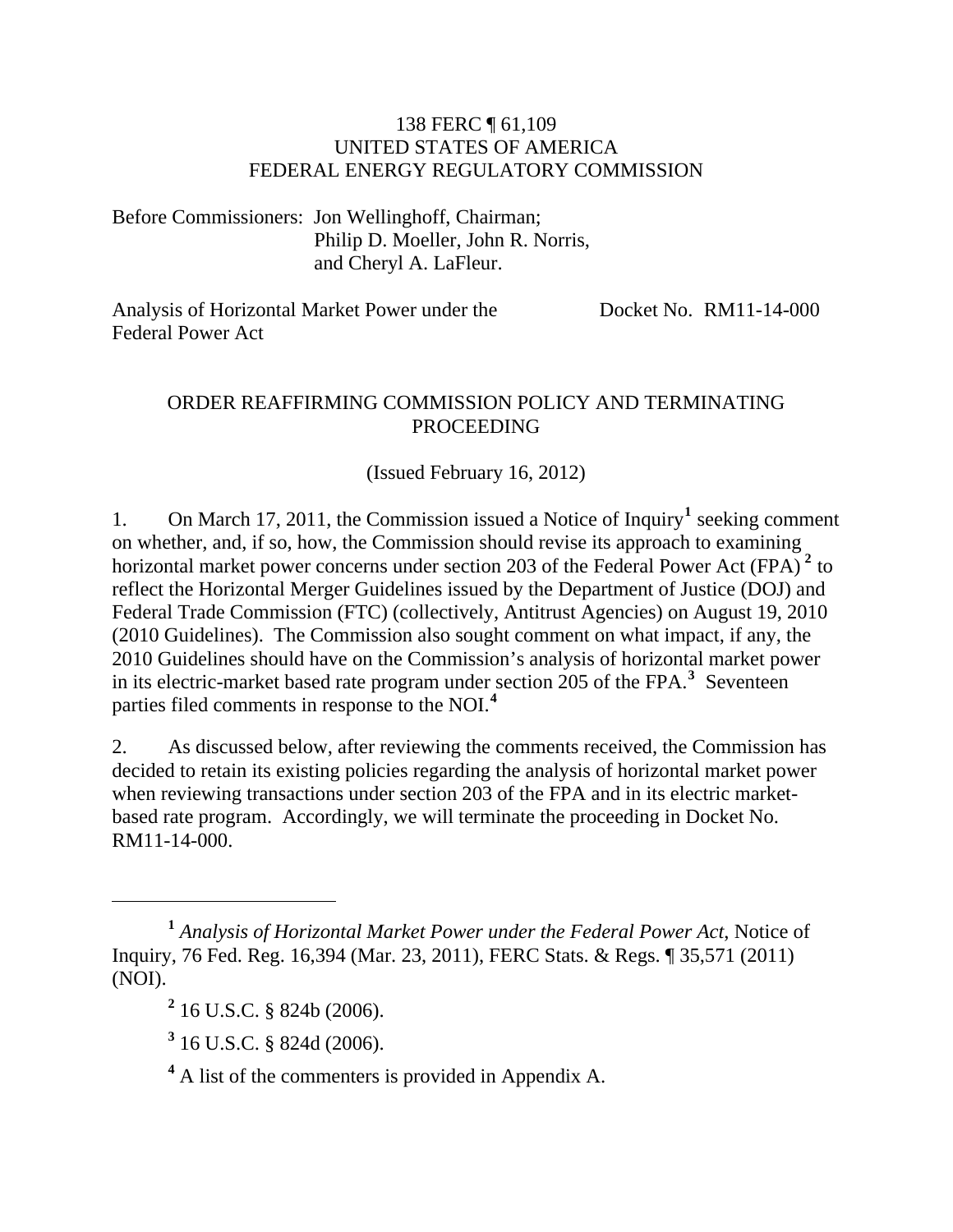138 FERC ¶ 61,109
UNITED STATES OF AMERICA
FEDERAL ENERGY REGULATORY COMMISSION

Before Commissioners: Jon Wellinghoff, Chairman;
Philip D. Moeller, John R. Norris,
and Cheryl A. LaFleur.

Analysis of Horizontal Market Power under the Federal Power Act — Docket No. RM11-14-000

## ORDER REAFFIRMING COMMISSION POLICY AND TERMINATING PROCEEDING

(Issued February 16, 2012)

1. On March 17, 2011, the Commission issued a Notice of Inquiry[1] seeking comment on whether, and, if so, how, the Commission should revise its approach to examining horizontal market power concerns under section 203 of the Federal Power Act (FPA)[2] to reflect the Horizontal Merger Guidelines issued by the Department of Justice (DOJ) and Federal Trade Commission (FTC) (collectively, Antitrust Agencies) on August 19, 2010 (2010 Guidelines). The Commission also sought comment on what impact, if any, the 2010 Guidelines should have on the Commission's analysis of horizontal market power in its electric-market based rate program under section 205 of the FPA.[3] Seventeen parties filed comments in response to the NOI.[4]

2. As discussed below, after reviewing the comments received, the Commission has decided to retain its existing policies regarding the analysis of horizontal market power when reviewing transactions under section 203 of the FPA and in its electric market-based rate program. Accordingly, we will terminate the proceeding in Docket No. RM11-14-000.

---

[1] *Analysis of Horizontal Market Power under the Federal Power Act*, Notice of Inquiry, 76 Fed. Reg. 16,394 (Mar. 23, 2011), FERC Stats. & Regs. ¶ 35,571 (2011) (NOI).

[2] 16 U.S.C. § 824b (2006).

[3] 16 U.S.C. § 824d (2006).

[4] A list of the commenters is provided in Appendix A.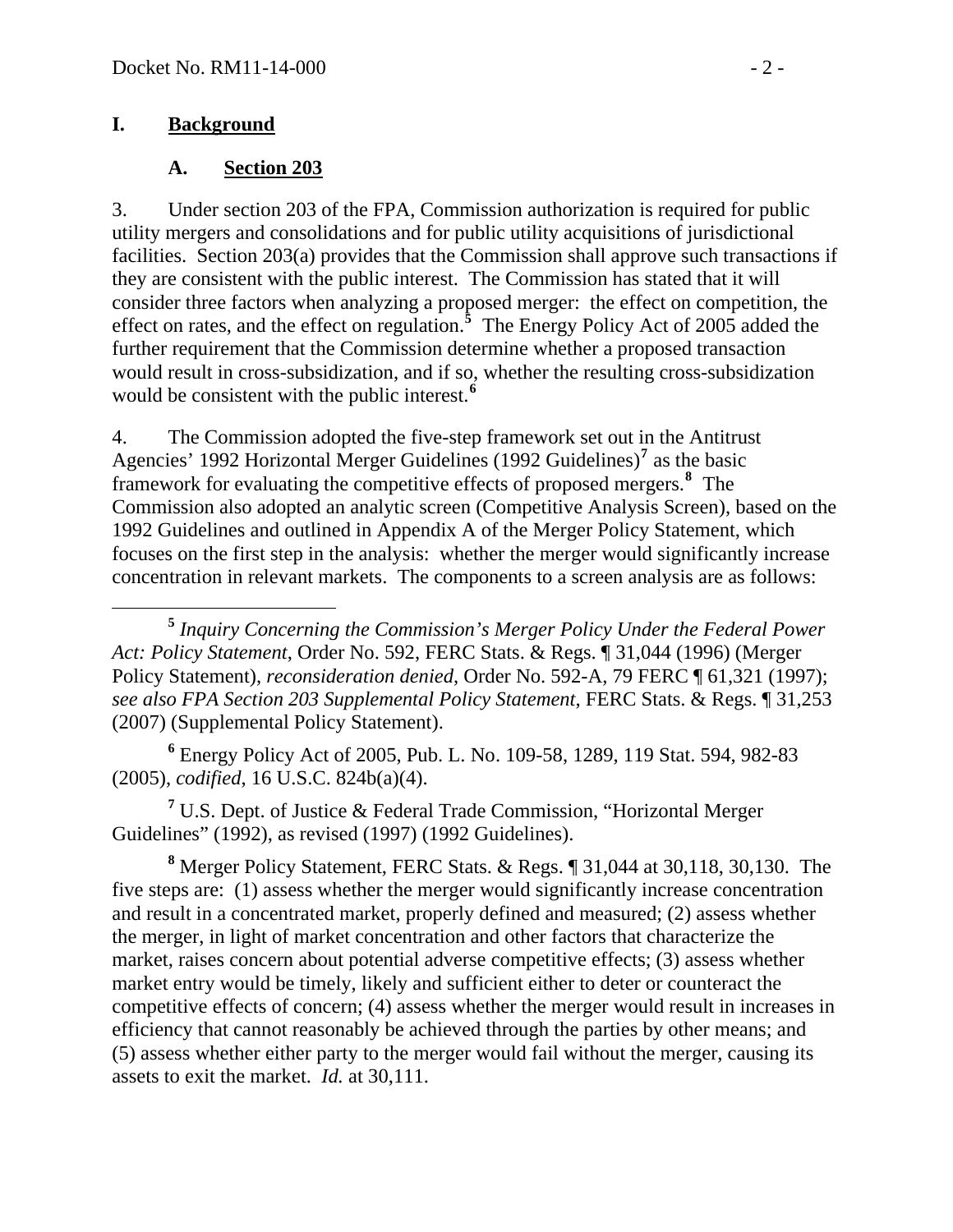## I. Background

### A. Section 203

3. Under section 203 of the FPA, Commission authorization is required for public utility mergers and consolidations and for public utility acquisitions of jurisdictional facilities. Section 203(a) provides that the Commission shall approve such transactions if they are consistent with the public interest. The Commission has stated that it will consider three factors when analyzing a proposed merger: the effect on competition, the effect on rates, and the effect on regulation.[5] The Energy Policy Act of 2005 added the further requirement that the Commission determine whether a proposed transaction would result in cross-subsidization, and if so, whether the resulting cross-subsidization would be consistent with the public interest.[6]

4. The Commission adopted the five-step framework set out in the Antitrust Agencies' 1992 Horizontal Merger Guidelines (1992 Guidelines)[7] as the basic framework for evaluating the competitive effects of proposed mergers.[8] The Commission also adopted an analytic screen (Competitive Analysis Screen), based on the 1992 Guidelines and outlined in Appendix A of the Merger Policy Statement, which focuses on the first step in the analysis: whether the merger would significantly increase concentration in relevant markets. The components to a screen analysis are as follows:

---

[5] *Inquiry Concerning the Commission's Merger Policy Under the Federal Power Act: Policy Statement*, Order No. 592, FERC Stats. & Regs. ¶ 31,044 (1996) (Merger Policy Statement), *reconsideration denied*, Order No. 592-A, 79 FERC ¶ 61,321 (1997); *see also FPA Section 203 Supplemental Policy Statement*, FERC Stats. & Regs. ¶ 31,253 (2007) (Supplemental Policy Statement).

[6] Energy Policy Act of 2005, Pub. L. No. 109-58, 1289, 119 Stat. 594, 982-83 (2005), *codified*, 16 U.S.C. 824b(a)(4).

[7] U.S. Dept. of Justice & Federal Trade Commission, "Horizontal Merger Guidelines" (1992), as revised (1997) (1992 Guidelines).

[8] Merger Policy Statement, FERC Stats. & Regs. ¶ 31,044 at 30,118, 30,130. The five steps are: (1) assess whether the merger would significantly increase concentration and result in a concentrated market, properly defined and measured; (2) assess whether the merger, in light of market concentration and other factors that characterize the market, raises concern about potential adverse competitive effects; (3) assess whether market entry would be timely, likely and sufficient either to deter or counteract the competitive effects of concern; (4) assess whether the merger would result in increases in efficiency that cannot reasonably be achieved through the parties by other means; and (5) assess whether either party to the merger would fail without the merger, causing its assets to exit the market. *Id.* at 30,111.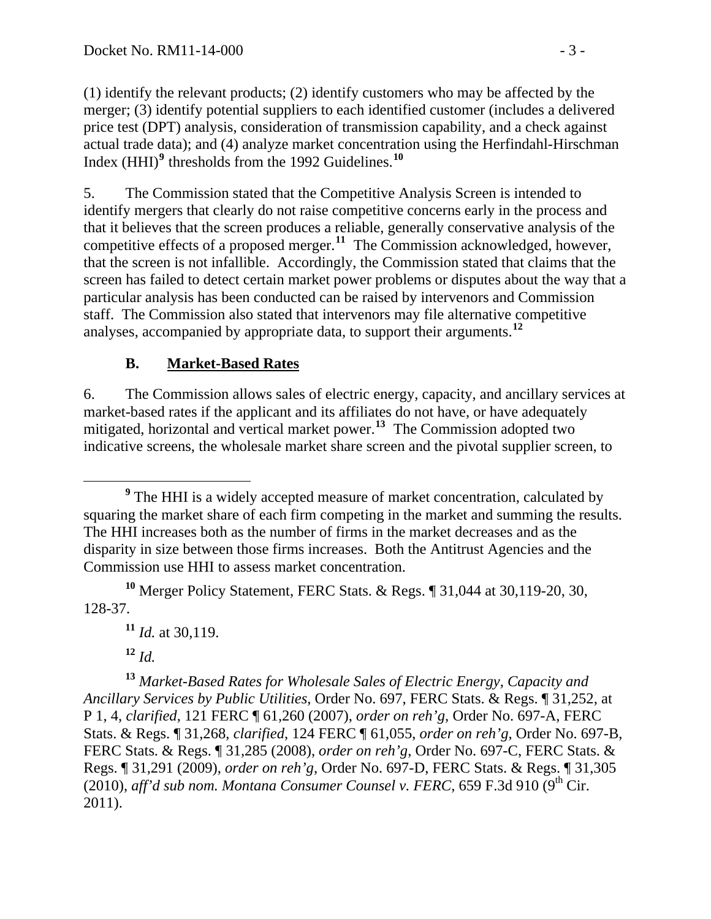(1) identify the relevant products; (2) identify customers who may be affected by the merger; (3) identify potential suppliers to each identified customer (includes a delivered price test (DPT) analysis, consideration of transmission capability, and a check against actual trade data); and (4) analyze market concentration using the Herfindahl-Hirschman Index (HHI)[9] thresholds from the 1992 Guidelines.[10]

5. The Commission stated that the Competitive Analysis Screen is intended to identify mergers that clearly do not raise competitive concerns early in the process and that it believes that the screen produces a reliable, generally conservative analysis of the competitive effects of a proposed merger.[11] The Commission acknowledged, however, that the screen is not infallible. Accordingly, the Commission stated that claims that the screen has failed to detect certain market power problems or disputes about the way that a particular analysis has been conducted can be raised by intervenors and Commission staff. The Commission also stated that intervenors may file alternative competitive analyses, accompanied by appropriate data, to support their arguments.[12]

### B. Market-Based Rates

6. The Commission allows sales of electric energy, capacity, and ancillary services at market-based rates if the applicant and its affiliates do not have, or have adequately mitigated, horizontal and vertical market power.[13] The Commission adopted two indicative screens, the wholesale market share screen and the pivotal supplier screen, to

---

[9] The HHI is a widely accepted measure of market concentration, calculated by squaring the market share of each firm competing in the market and summing the results. The HHI increases both as the number of firms in the market decreases and as the disparity in size between those firms increases. Both the Antitrust Agencies and the Commission use HHI to assess market concentration.

[10] Merger Policy Statement, FERC Stats. & Regs. ¶ 31,044 at 30,119-20, 30, 128-37.

[11] *Id.* at 30,119.

[12] *Id.*

[13] *Market-Based Rates for Wholesale Sales of Electric Energy, Capacity and Ancillary Services by Public Utilities*, Order No. 697, FERC Stats. & Regs. ¶ 31,252, at P 1, 4, *clarified*, 121 FERC ¶ 61,260 (2007), *order on reh'g*, Order No. 697-A, FERC Stats. & Regs. ¶ 31,268, *clarified*, 124 FERC ¶ 61,055, *order on reh'g*, Order No. 697-B, FERC Stats. & Regs. ¶ 31,285 (2008), *order on reh'g*, Order No. 697-C, FERC Stats. & Regs. ¶ 31,291 (2009), *order on reh'g*, Order No. 697-D, FERC Stats. & Regs. ¶ 31,305 (2010), *aff'd sub nom. Montana Consumer Counsel v. FERC*, 659 F.3d 910 (9th Cir. 2011).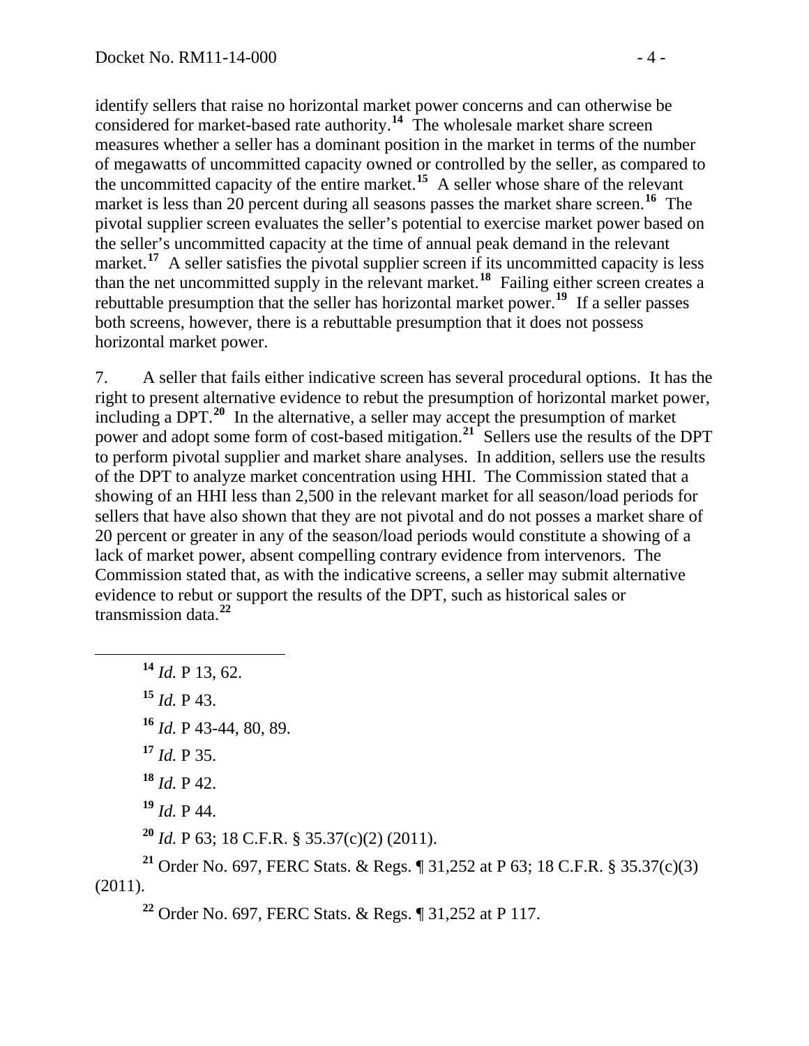identify sellers that raise no horizontal market power concerns and can otherwise be considered for market-based rate authority.[14] The wholesale market share screen measures whether a seller has a dominant position in the market in terms of the number of megawatts of uncommitted capacity owned or controlled by the seller, as compared to the uncommitted capacity of the entire market.[15] A seller whose share of the relevant market is less than 20 percent during all seasons passes the market share screen.[16] The pivotal supplier screen evaluates the seller's potential to exercise market power based on the seller's uncommitted capacity at the time of annual peak demand in the relevant market.[17] A seller satisfies the pivotal supplier screen if its uncommitted capacity is less than the net uncommitted supply in the relevant market.[18] Failing either screen creates a rebuttable presumption that the seller has horizontal market power.[19] If a seller passes both screens, however, there is a rebuttable presumption that it does not possess horizontal market power.

7. A seller that fails either indicative screen has several procedural options. It has the right to present alternative evidence to rebut the presumption of horizontal market power, including a DPT.[20] In the alternative, a seller may accept the presumption of market power and adopt some form of cost-based mitigation.[21] Sellers use the results of the DPT to perform pivotal supplier and market share analyses. In addition, sellers use the results of the DPT to analyze market concentration using HHI. The Commission stated that a showing of an HHI less than 2,500 in the relevant market for all season/load periods for sellers that have also shown that they are not pivotal and do not posses a market share of 20 percent or greater in any of the season/load periods would constitute a showing of a lack of market power, absent compelling contrary evidence from intervenors. The Commission stated that, as with the indicative screens, a seller may submit alternative evidence to rebut or support the results of the DPT, such as historical sales or transmission data.[22]

---

[14] *Id.* P 13, 62.

[15] *Id.* P 43.

[16] *Id.* P 43-44, 80, 89.

[17] *Id.* P 35.

[18] *Id.* P 42.

[19] *Id.* P 44.

[20] *Id.* P 63; 18 C.F.R. § 35.37(c)(2) (2011).

[21] Order No. 697, FERC Stats. & Regs. ¶ 31,252 at P 63; 18 C.F.R. § 35.37(c)(3) (2011).

[22] Order No. 697, FERC Stats. & Regs. ¶ 31,252 at P 117.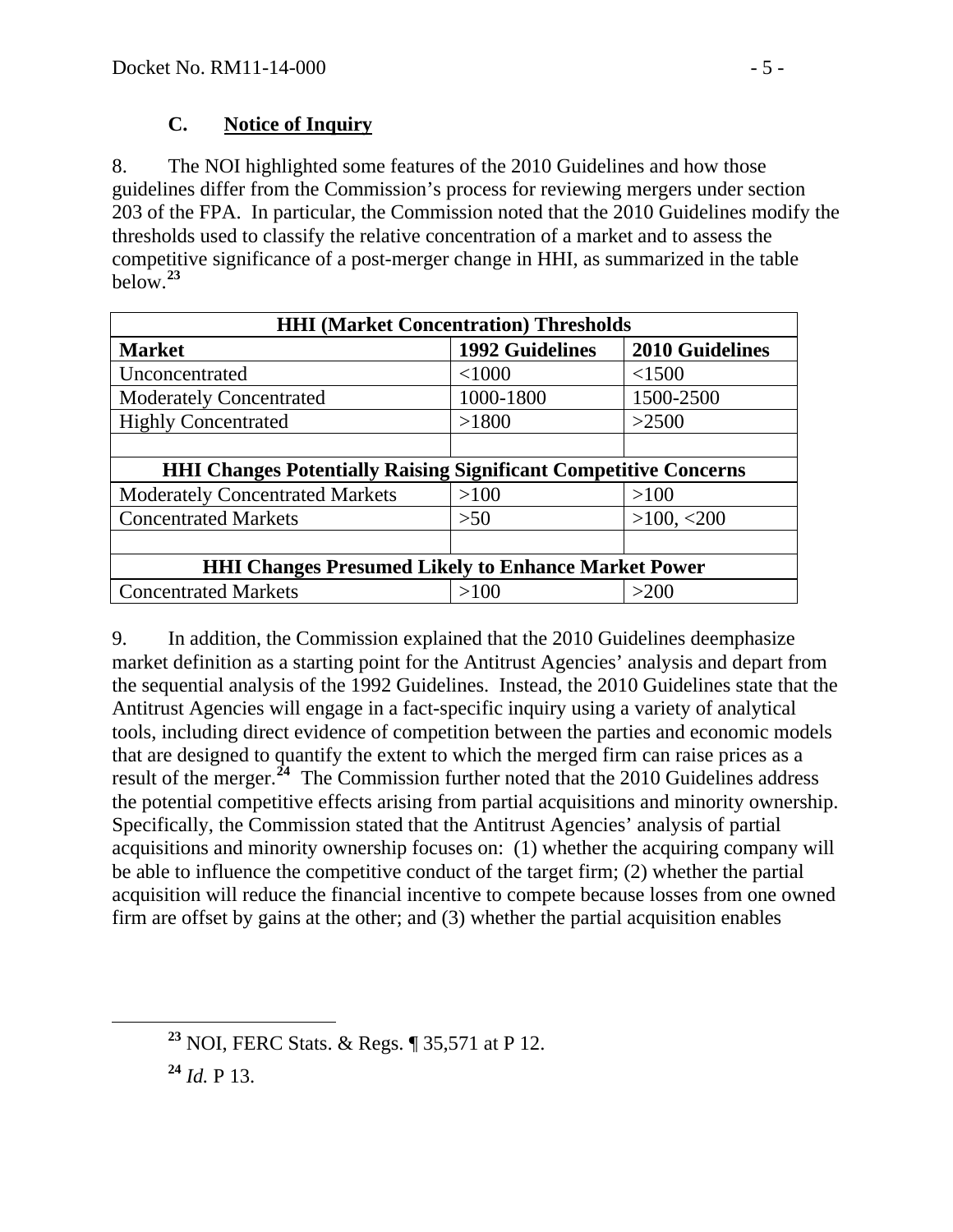### C. Notice of Inquiry

8. The NOI highlighted some features of the 2010 Guidelines and how those guidelines differ from the Commission's process for reviewing mergers under section 203 of the FPA. In particular, the Commission noted that the 2010 Guidelines modify the thresholds used to classify the relative concentration of a market and to assess the competitive significance of a post-merger change in HHI, as summarized in the table below.[23]

| HHI (Market Concentration) Thresholds | | |
|---|---|---|
| **Market** | **1992 Guidelines** | **2010 Guidelines** |
| Unconcentrated | <1000 | <1500 |
| Moderately Concentrated | 1000-1800 | 1500-2500 |
| Highly Concentrated | >1800 | >2500 |
| | | |
| **HHI Changes Potentially Raising Significant Competitive Concerns** | | |
| Moderately Concentrated Markets | >100 | >100 |
| Concentrated Markets | >50 | >100, <200 |
| | | |
| **HHI Changes Presumed Likely to Enhance Market Power** | | |
| Concentrated Markets | >100 | >200 |

9. In addition, the Commission explained that the 2010 Guidelines deemphasize market definition as a starting point for the Antitrust Agencies' analysis and depart from the sequential analysis of the 1992 Guidelines. Instead, the 2010 Guidelines state that the Antitrust Agencies will engage in a fact-specific inquiry using a variety of analytical tools, including direct evidence of competition between the parties and economic models that are designed to quantify the extent to which the merged firm can raise prices as a result of the merger.[24] The Commission further noted that the 2010 Guidelines address the potential competitive effects arising from partial acquisitions and minority ownership. Specifically, the Commission stated that the Antitrust Agencies' analysis of partial acquisitions and minority ownership focuses on: (1) whether the acquiring company will be able to influence the competitive conduct of the target firm; (2) whether the partial acquisition will reduce the financial incentive to compete because losses from one owned firm are offset by gains at the other; and (3) whether the partial acquisition enables

[23] NOI, FERC Stats. & Regs. ¶ 35,571 at P 12.

[24] *Id.* P 13.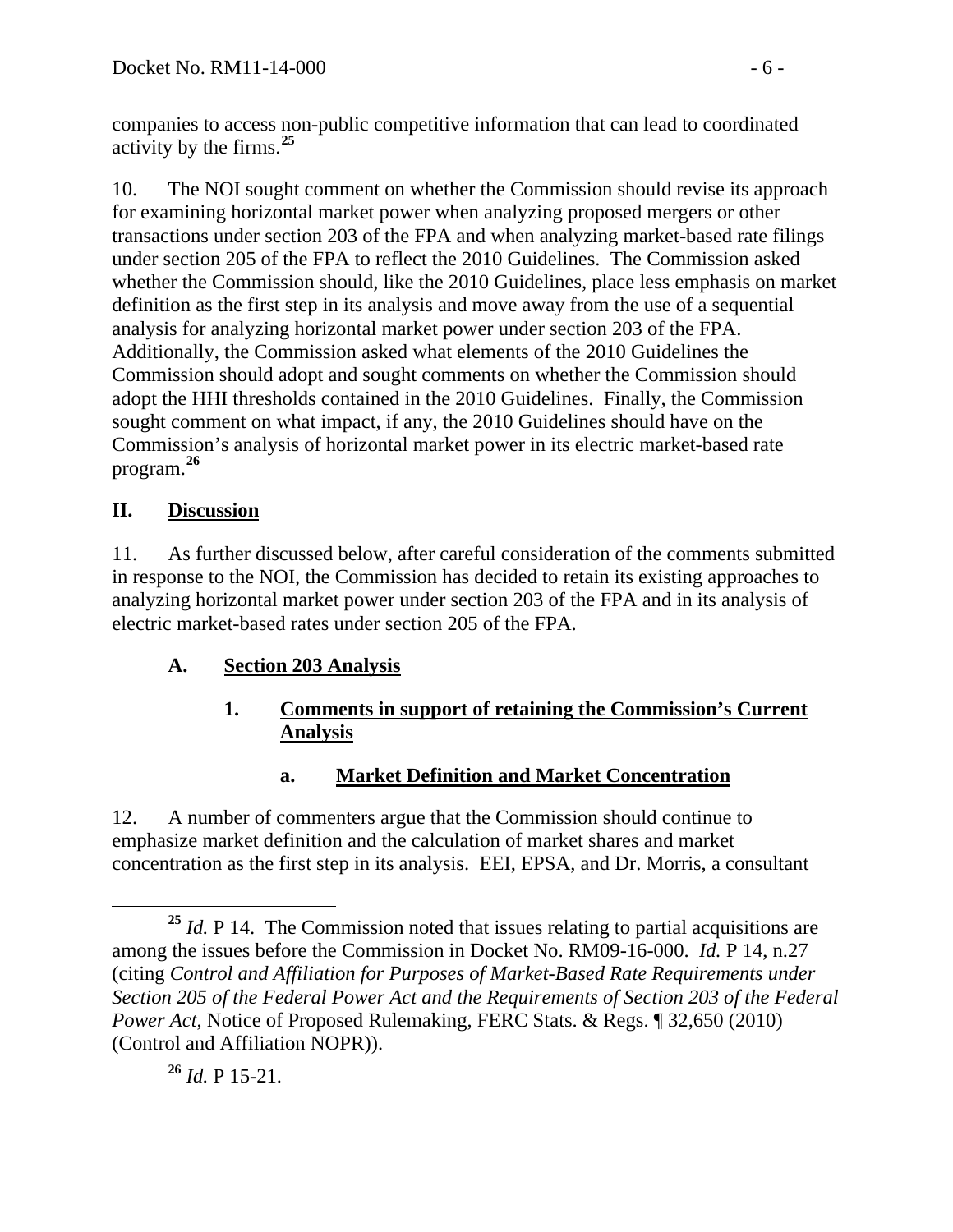companies to access non-public competitive information that can lead to coordinated activity by the firms.[25]

10. The NOI sought comment on whether the Commission should revise its approach for examining horizontal market power when analyzing proposed mergers or other transactions under section 203 of the FPA and when analyzing market-based rate filings under section 205 of the FPA to reflect the 2010 Guidelines. The Commission asked whether the Commission should, like the 2010 Guidelines, place less emphasis on market definition as the first step in its analysis and move away from the use of a sequential analysis for analyzing horizontal market power under section 203 of the FPA. Additionally, the Commission asked what elements of the 2010 Guidelines the Commission should adopt and sought comments on whether the Commission should adopt the HHI thresholds contained in the 2010 Guidelines. Finally, the Commission sought comment on what impact, if any, the 2010 Guidelines should have on the Commission's analysis of horizontal market power in its electric market-based rate program.[26]

## II. Discussion

11. As further discussed below, after careful consideration of the comments submitted in response to the NOI, the Commission has decided to retain its existing approaches to analyzing horizontal market power under section 203 of the FPA and in its analysis of electric market-based rates under section 205 of the FPA.

### A. Section 203 Analysis

#### 1. Comments in support of retaining the Commission's Current Analysis

##### a. Market Definition and Market Concentration

12. A number of commenters argue that the Commission should continue to emphasize market definition and the calculation of market shares and market concentration as the first step in its analysis. EEI, EPSA, and Dr. Morris, a consultant

---

[25] *Id.* P 14. The Commission noted that issues relating to partial acquisitions are among the issues before the Commission in Docket No. RM09-16-000. *Id.* P 14, n.27 (citing *Control and Affiliation for Purposes of Market-Based Rate Requirements under Section 205 of the Federal Power Act and the Requirements of Section 203 of the Federal Power Act*, Notice of Proposed Rulemaking, FERC Stats. & Regs. ¶ 32,650 (2010) (Control and Affiliation NOPR)).

[26] *Id.* P 15-21.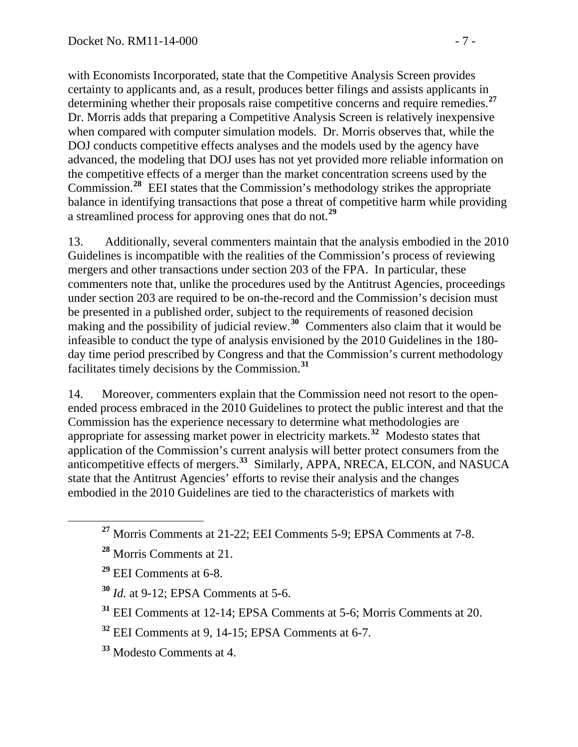with Economists Incorporated, state that the Competitive Analysis Screen provides certainty to applicants and, as a result, produces better filings and assists applicants in determining whether their proposals raise competitive concerns and require remedies.[27] Dr. Morris adds that preparing a Competitive Analysis Screen is relatively inexpensive when compared with computer simulation models. Dr. Morris observes that, while the DOJ conducts competitive effects analyses and the models used by the agency have advanced, the modeling that DOJ uses has not yet provided more reliable information on the competitive effects of a merger than the market concentration screens used by the Commission.[28] EEI states that the Commission's methodology strikes the appropriate balance in identifying transactions that pose a threat of competitive harm while providing a streamlined process for approving ones that do not.[29]

13. Additionally, several commenters maintain that the analysis embodied in the 2010 Guidelines is incompatible with the realities of the Commission's process of reviewing mergers and other transactions under section 203 of the FPA. In particular, these commenters note that, unlike the procedures used by the Antitrust Agencies, proceedings under section 203 are required to be on-the-record and the Commission's decision must be presented in a published order, subject to the requirements of reasoned decision making and the possibility of judicial review.[30] Commenters also claim that it would be infeasible to conduct the type of analysis envisioned by the 2010 Guidelines in the 180-day time period prescribed by Congress and that the Commission's current methodology facilitates timely decisions by the Commission.[31]

14. Moreover, commenters explain that the Commission need not resort to the open-ended process embraced in the 2010 Guidelines to protect the public interest and that the Commission has the experience necessary to determine what methodologies are appropriate for assessing market power in electricity markets.[32] Modesto states that application of the Commission's current analysis will better protect consumers from the anticompetitive effects of mergers.[33] Similarly, APPA, NRECA, ELCON, and NASUCA state that the Antitrust Agencies' efforts to revise their analysis and the changes embodied in the 2010 Guidelines are tied to the characteristics of markets with

---

[27] Morris Comments at 21-22; EEI Comments 5-9; EPSA Comments at 7-8.

[28] Morris Comments at 21.

[29] EEI Comments at 6-8.

[30] *Id.* at 9-12; EPSA Comments at 5-6.

[31] EEI Comments at 12-14; EPSA Comments at 5-6; Morris Comments at 20.

[32] EEI Comments at 9, 14-15; EPSA Comments at 6-7.

[33] Modesto Comments at 4.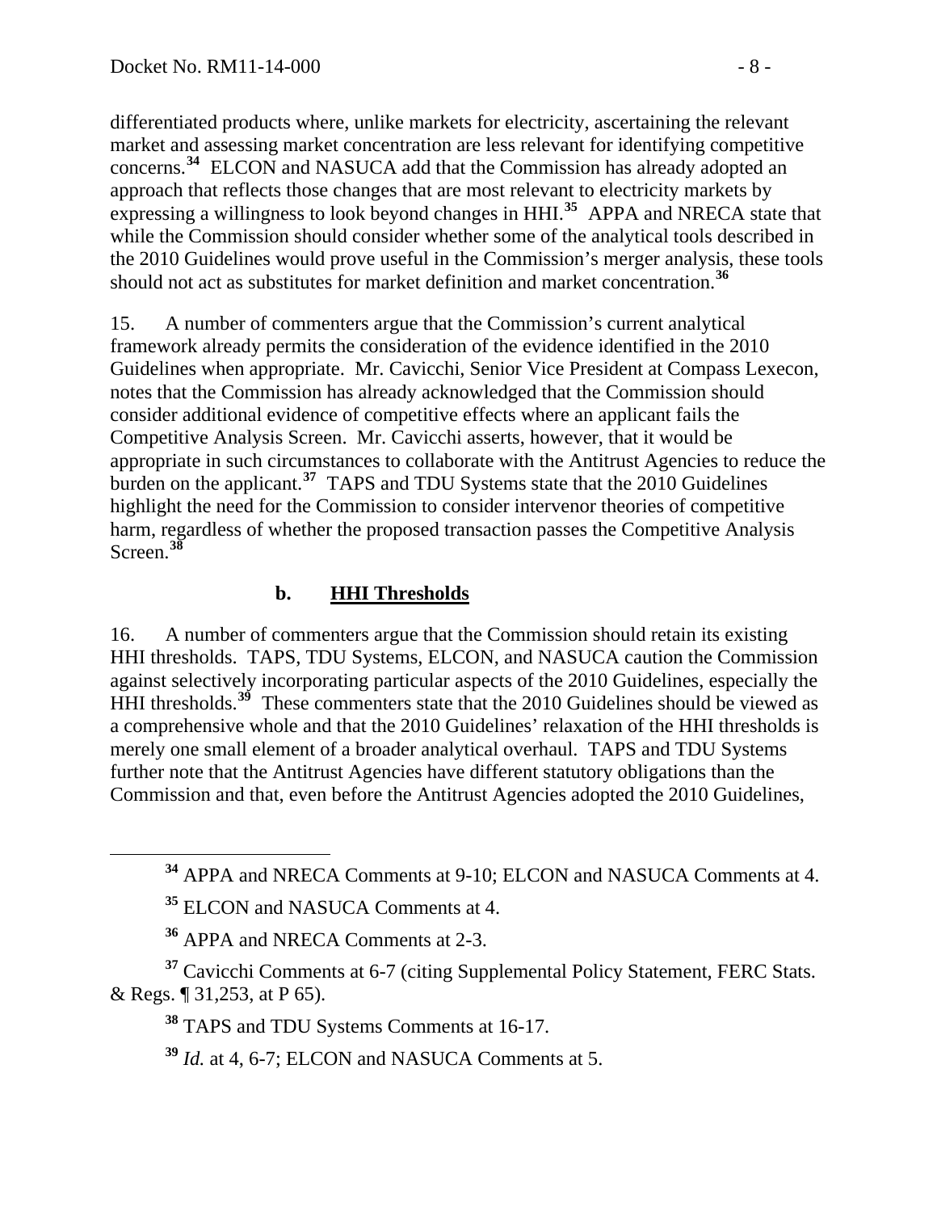differentiated products where, unlike markets for electricity, ascertaining the relevant market and assessing market concentration are less relevant for identifying competitive concerns.[34] ELCON and NASUCA add that the Commission has already adopted an approach that reflects those changes that are most relevant to electricity markets by expressing a willingness to look beyond changes in HHI.[35] APPA and NRECA state that while the Commission should consider whether some of the analytical tools described in the 2010 Guidelines would prove useful in the Commission's merger analysis, these tools should not act as substitutes for market definition and market concentration.[36]

15. A number of commenters argue that the Commission's current analytical framework already permits the consideration of the evidence identified in the 2010 Guidelines when appropriate. Mr. Cavicchi, Senior Vice President at Compass Lexecon, notes that the Commission has already acknowledged that the Commission should consider additional evidence of competitive effects where an applicant fails the Competitive Analysis Screen. Mr. Cavicchi asserts, however, that it would be appropriate in such circumstances to collaborate with the Antitrust Agencies to reduce the burden on the applicant.[37] TAPS and TDU Systems state that the 2010 Guidelines highlight the need for the Commission to consider intervenor theories of competitive harm, regardless of whether the proposed transaction passes the Competitive Analysis Screen.[38]

### b. HHI Thresholds

16. A number of commenters argue that the Commission should retain its existing HHI thresholds. TAPS, TDU Systems, ELCON, and NASUCA caution the Commission against selectively incorporating particular aspects of the 2010 Guidelines, especially the HHI thresholds.[39] These commenters state that the 2010 Guidelines should be viewed as a comprehensive whole and that the 2010 Guidelines' relaxation of the HHI thresholds is merely one small element of a broader analytical overhaul. TAPS and TDU Systems further note that the Antitrust Agencies have different statutory obligations than the Commission and that, even before the Antitrust Agencies adopted the 2010 Guidelines,

---

[34] APPA and NRECA Comments at 9-10; ELCON and NASUCA Comments at 4.

[35] ELCON and NASUCA Comments at 4.

[36] APPA and NRECA Comments at 2-3.

[37] Cavicchi Comments at 6-7 (citing Supplemental Policy Statement, FERC Stats. & Regs. ¶ 31,253, at P 65).

[38] TAPS and TDU Systems Comments at 16-17.

[39] *Id.* at 4, 6-7; ELCON and NASUCA Comments at 5.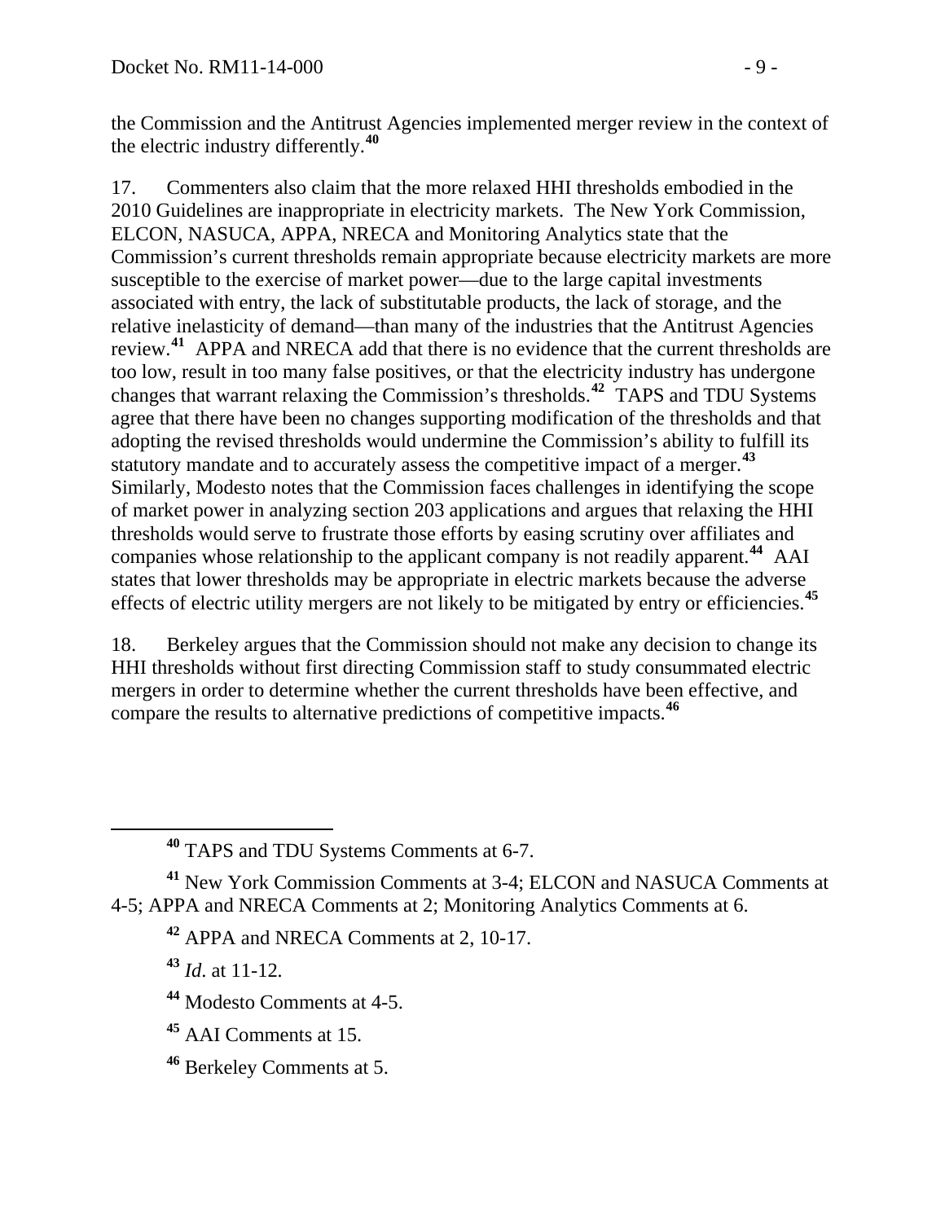the Commission and the Antitrust Agencies implemented merger review in the context of the electric industry differently.[40]

17. Commenters also claim that the more relaxed HHI thresholds embodied in the 2010 Guidelines are inappropriate in electricity markets. The New York Commission, ELCON, NASUCA, APPA, NRECA and Monitoring Analytics state that the Commission's current thresholds remain appropriate because electricity markets are more susceptible to the exercise of market power—due to the large capital investments associated with entry, the lack of substitutable products, the lack of storage, and the relative inelasticity of demand—than many of the industries that the Antitrust Agencies review.[41] APPA and NRECA add that there is no evidence that the current thresholds are too low, result in too many false positives, or that the electricity industry has undergone changes that warrant relaxing the Commission's thresholds.[42] TAPS and TDU Systems agree that there have been no changes supporting modification of the thresholds and that adopting the revised thresholds would undermine the Commission's ability to fulfill its statutory mandate and to accurately assess the competitive impact of a merger.[43] Similarly, Modesto notes that the Commission faces challenges in identifying the scope of market power in analyzing section 203 applications and argues that relaxing the HHI thresholds would serve to frustrate those efforts by easing scrutiny over affiliates and companies whose relationship to the applicant company is not readily apparent.[44] AAI states that lower thresholds may be appropriate in electric markets because the adverse effects of electric utility mergers are not likely to be mitigated by entry or efficiencies.[45]

18. Berkeley argues that the Commission should not make any decision to change its HHI thresholds without first directing Commission staff to study consummated electric mergers in order to determine whether the current thresholds have been effective, and compare the results to alternative predictions of competitive impacts.[46]

---

[40] TAPS and TDU Systems Comments at 6-7.

[41] New York Commission Comments at 3-4; ELCON and NASUCA Comments at 4-5; APPA and NRECA Comments at 2; Monitoring Analytics Comments at 6.

[42] APPA and NRECA Comments at 2, 10-17.

[43] *Id*. at 11-12.

[44] Modesto Comments at 4-5.

[45] AAI Comments at 15.

[46] Berkeley Comments at 5.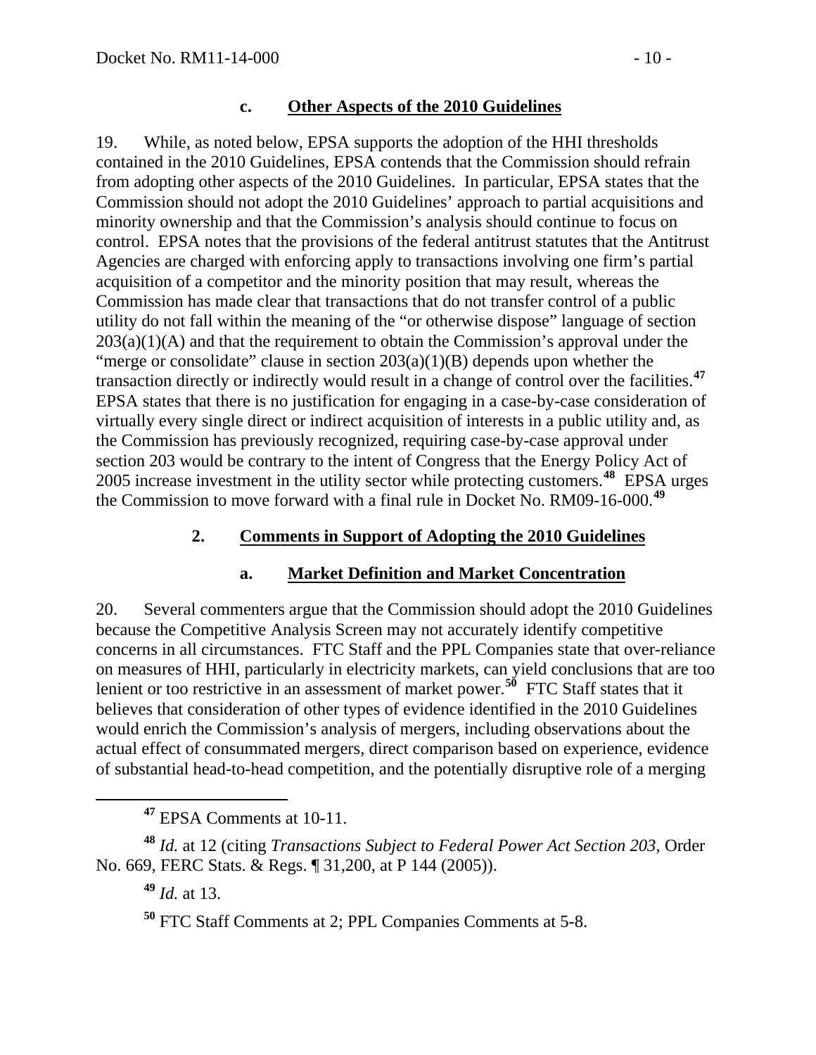#### c. Other Aspects of the 2010 Guidelines

19. While, as noted below, EPSA supports the adoption of the HHI thresholds contained in the 2010 Guidelines, EPSA contends that the Commission should refrain from adopting other aspects of the 2010 Guidelines. In particular, EPSA states that the Commission should not adopt the 2010 Guidelines' approach to partial acquisitions and minority ownership and that the Commission's analysis should continue to focus on control. EPSA notes that the provisions of the federal antitrust statutes that the Antitrust Agencies are charged with enforcing apply to transactions involving one firm's partial acquisition of a competitor and the minority position that may result, whereas the Commission has made clear that transactions that do not transfer control of a public utility do not fall within the meaning of the "or otherwise dispose" language of section 203(a)(1)(A) and that the requirement to obtain the Commission's approval under the "merge or consolidate" clause in section 203(a)(1)(B) depends upon whether the transaction directly or indirectly would result in a change of control over the facilities.[47] EPSA states that there is no justification for engaging in a case-by-case consideration of virtually every single direct or indirect acquisition of interests in a public utility and, as the Commission has previously recognized, requiring case-by-case approval under section 203 would be contrary to the intent of Congress that the Energy Policy Act of 2005 increase investment in the utility sector while protecting customers.[48] EPSA urges the Commission to move forward with a final rule in Docket No. RM09-16-000.[49]

### 2. Comments in Support of Adopting the 2010 Guidelines

#### a. Market Definition and Market Concentration

20. Several commenters argue that the Commission should adopt the 2010 Guidelines because the Competitive Analysis Screen may not accurately identify competitive concerns in all circumstances. FTC Staff and the PPL Companies state that over-reliance on measures of HHI, particularly in electricity markets, can yield conclusions that are too lenient or too restrictive in an assessment of market power.[50] FTC Staff states that it believes that consideration of other types of evidence identified in the 2010 Guidelines would enrich the Commission's analysis of mergers, including observations about the actual effect of consummated mergers, direct comparison based on experience, evidence of substantial head-to-head competition, and the potentially disruptive role of a merging

---

[47] EPSA Comments at 10-11.

[48] *Id.* at 12 (citing *Transactions Subject to Federal Power Act Section 203*, Order No. 669, FERC Stats. & Regs. ¶ 31,200, at P 144 (2005)).

[49] *Id.* at 13.

[50] FTC Staff Comments at 2; PPL Companies Comments at 5-8.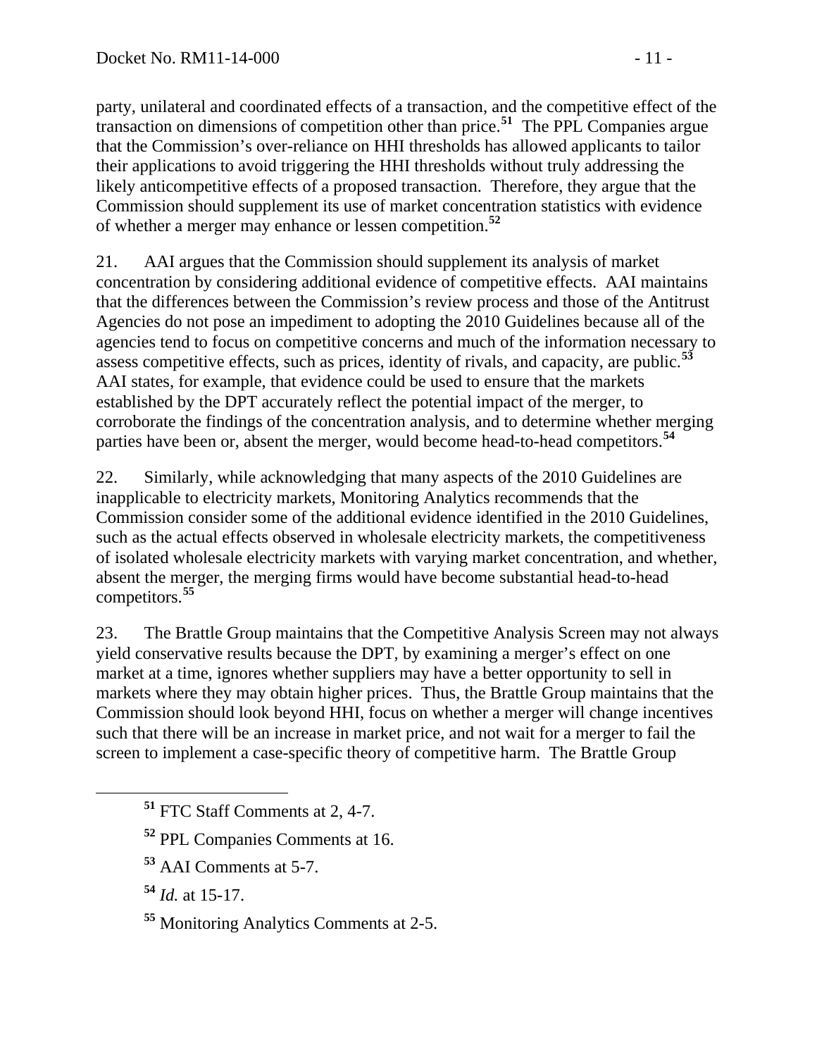party, unilateral and coordinated effects of a transaction, and the competitive effect of the transaction on dimensions of competition other than price.[51] The PPL Companies argue that the Commission's over-reliance on HHI thresholds has allowed applicants to tailor their applications to avoid triggering the HHI thresholds without truly addressing the likely anticompetitive effects of a proposed transaction. Therefore, they argue that the Commission should supplement its use of market concentration statistics with evidence of whether a merger may enhance or lessen competition.[52]

21. AAI argues that the Commission should supplement its analysis of market concentration by considering additional evidence of competitive effects. AAI maintains that the differences between the Commission's review process and those of the Antitrust Agencies do not pose an impediment to adopting the 2010 Guidelines because all of the agencies tend to focus on competitive concerns and much of the information necessary to assess competitive effects, such as prices, identity of rivals, and capacity, are public.[53] AAI states, for example, that evidence could be used to ensure that the markets established by the DPT accurately reflect the potential impact of the merger, to corroborate the findings of the concentration analysis, and to determine whether merging parties have been or, absent the merger, would become head-to-head competitors.[54]

22. Similarly, while acknowledging that many aspects of the 2010 Guidelines are inapplicable to electricity markets, Monitoring Analytics recommends that the Commission consider some of the additional evidence identified in the 2010 Guidelines, such as the actual effects observed in wholesale electricity markets, the competitiveness of isolated wholesale electricity markets with varying market concentration, and whether, absent the merger, the merging firms would have become substantial head-to-head competitors.[55]

23. The Brattle Group maintains that the Competitive Analysis Screen may not always yield conservative results because the DPT, by examining a merger's effect on one market at a time, ignores whether suppliers may have a better opportunity to sell in markets where they may obtain higher prices. Thus, the Brattle Group maintains that the Commission should look beyond HHI, focus on whether a merger will change incentives such that there will be an increase in market price, and not wait for a merger to fail the screen to implement a case-specific theory of competitive harm. The Brattle Group

---

[51] FTC Staff Comments at 2, 4-7.

[52] PPL Companies Comments at 16.

[53] AAI Comments at 5-7.

[54] *Id.* at 15-17.

[55] Monitoring Analytics Comments at 2-5.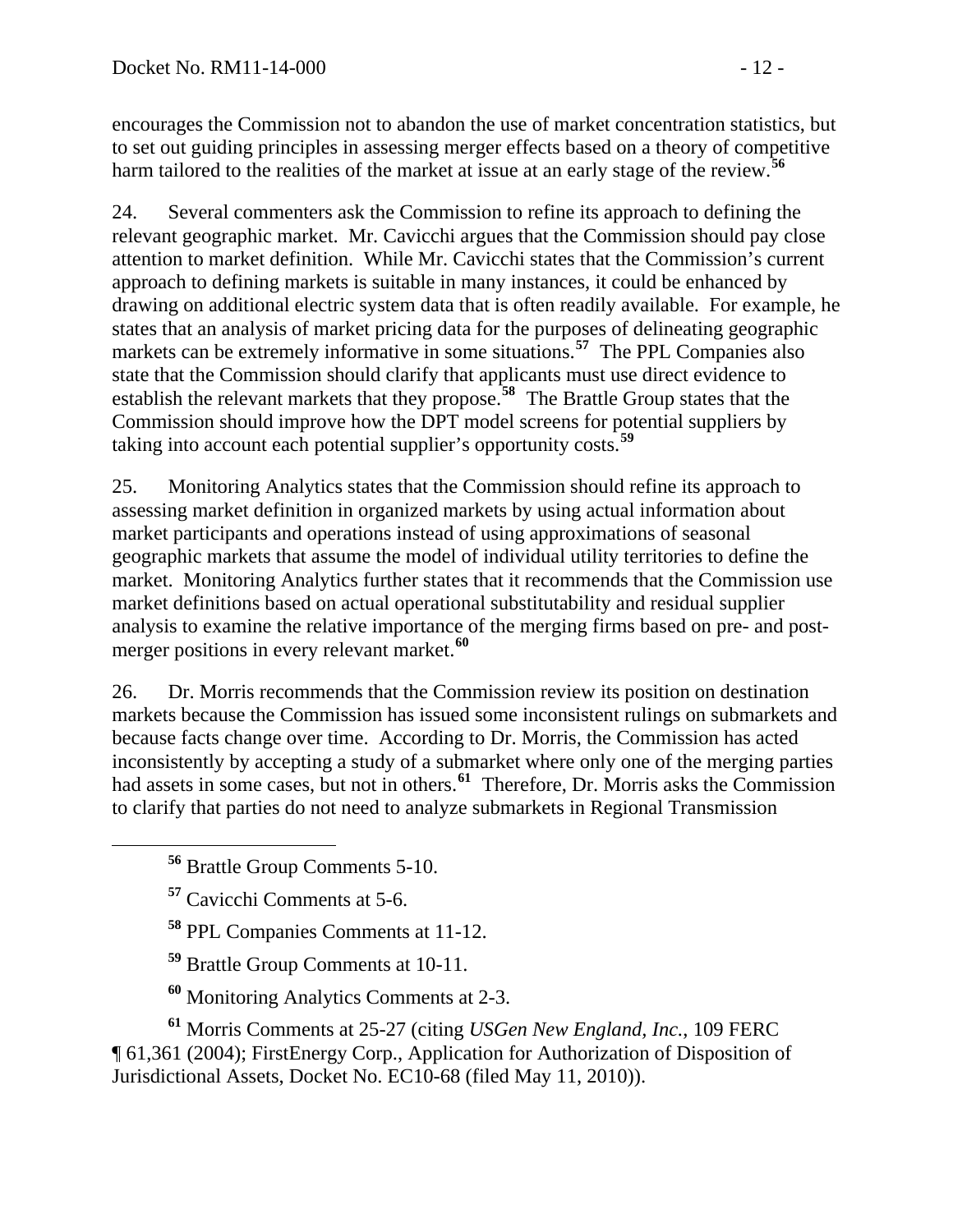encourages the Commission not to abandon the use of market concentration statistics, but to set out guiding principles in assessing merger effects based on a theory of competitive harm tailored to the realities of the market at issue at an early stage of the review.[56]

24. Several commenters ask the Commission to refine its approach to defining the relevant geographic market. Mr. Cavicchi argues that the Commission should pay close attention to market definition. While Mr. Cavicchi states that the Commission's current approach to defining markets is suitable in many instances, it could be enhanced by drawing on additional electric system data that is often readily available. For example, he states that an analysis of market pricing data for the purposes of delineating geographic markets can be extremely informative in some situations.[57] The PPL Companies also state that the Commission should clarify that applicants must use direct evidence to establish the relevant markets that they propose.[58] The Brattle Group states that the Commission should improve how the DPT model screens for potential suppliers by taking into account each potential supplier's opportunity costs.[59]

25. Monitoring Analytics states that the Commission should refine its approach to assessing market definition in organized markets by using actual information about market participants and operations instead of using approximations of seasonal geographic markets that assume the model of individual utility territories to define the market. Monitoring Analytics further states that it recommends that the Commission use market definitions based on actual operational substitutability and residual supplier analysis to examine the relative importance of the merging firms based on pre- and post-merger positions in every relevant market.[60]

26. Dr. Morris recommends that the Commission review its position on destination markets because the Commission has issued some inconsistent rulings on submarkets and because facts change over time. According to Dr. Morris, the Commission has acted inconsistently by accepting a study of a submarket where only one of the merging parties had assets in some cases, but not in others.[61] Therefore, Dr. Morris asks the Commission to clarify that parties do not need to analyze submarkets in Regional Transmission

---

[56] Brattle Group Comments 5-10.

[57] Cavicchi Comments at 5-6.

[58] PPL Companies Comments at 11-12.

[59] Brattle Group Comments at 10-11.

[60] Monitoring Analytics Comments at 2-3.

[61] Morris Comments at 25-27 (citing *USGen New England, Inc.*, 109 FERC ¶ 61,361 (2004); FirstEnergy Corp., Application for Authorization of Disposition of Jurisdictional Assets, Docket No. EC10-68 (filed May 11, 2010)).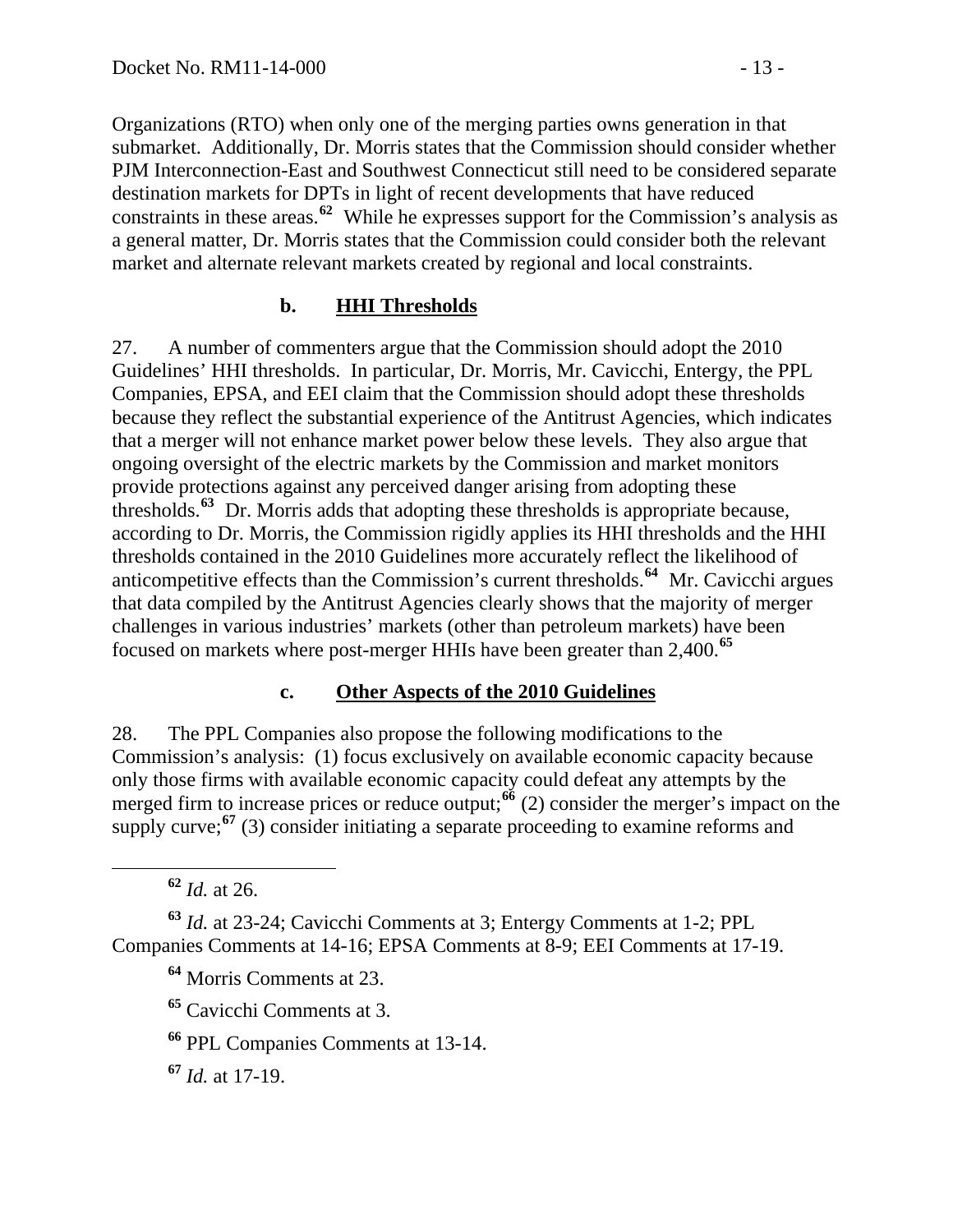Organizations (RTO) when only one of the merging parties owns generation in that submarket. Additionally, Dr. Morris states that the Commission should consider whether PJM Interconnection-East and Southwest Connecticut still need to be considered separate destination markets for DPTs in light of recent developments that have reduced constraints in these areas.[62] While he expresses support for the Commission's analysis as a general matter, Dr. Morris states that the Commission could consider both the relevant market and alternate relevant markets created by regional and local constraints.

### b. HHI Thresholds

27. A number of commenters argue that the Commission should adopt the 2010 Guidelines' HHI thresholds. In particular, Dr. Morris, Mr. Cavicchi, Entergy, the PPL Companies, EPSA, and EEI claim that the Commission should adopt these thresholds because they reflect the substantial experience of the Antitrust Agencies, which indicates that a merger will not enhance market power below these levels. They also argue that ongoing oversight of the electric markets by the Commission and market monitors provide protections against any perceived danger arising from adopting these thresholds.[63] Dr. Morris adds that adopting these thresholds is appropriate because, according to Dr. Morris, the Commission rigidly applies its HHI thresholds and the HHI thresholds contained in the 2010 Guidelines more accurately reflect the likelihood of anticompetitive effects than the Commission's current thresholds.[64] Mr. Cavicchi argues that data compiled by the Antitrust Agencies clearly shows that the majority of merger challenges in various industries' markets (other than petroleum markets) have been focused on markets where post-merger HHIs have been greater than 2,400.[65]

### c. Other Aspects of the 2010 Guidelines

28. The PPL Companies also propose the following modifications to the Commission's analysis: (1) focus exclusively on available economic capacity because only those firms with available economic capacity could defeat any attempts by the merged firm to increase prices or reduce output;[66] (2) consider the merger's impact on the supply curve;[67] (3) consider initiating a separate proceeding to examine reforms and

---

[62] *Id.* at 26.

[63] *Id.* at 23-24; Cavicchi Comments at 3; Entergy Comments at 1-2; PPL Companies Comments at 14-16; EPSA Comments at 8-9; EEI Comments at 17-19.

[64] Morris Comments at 23.

[65] Cavicchi Comments at 3.

[66] PPL Companies Comments at 13-14.

[67] *Id.* at 17-19.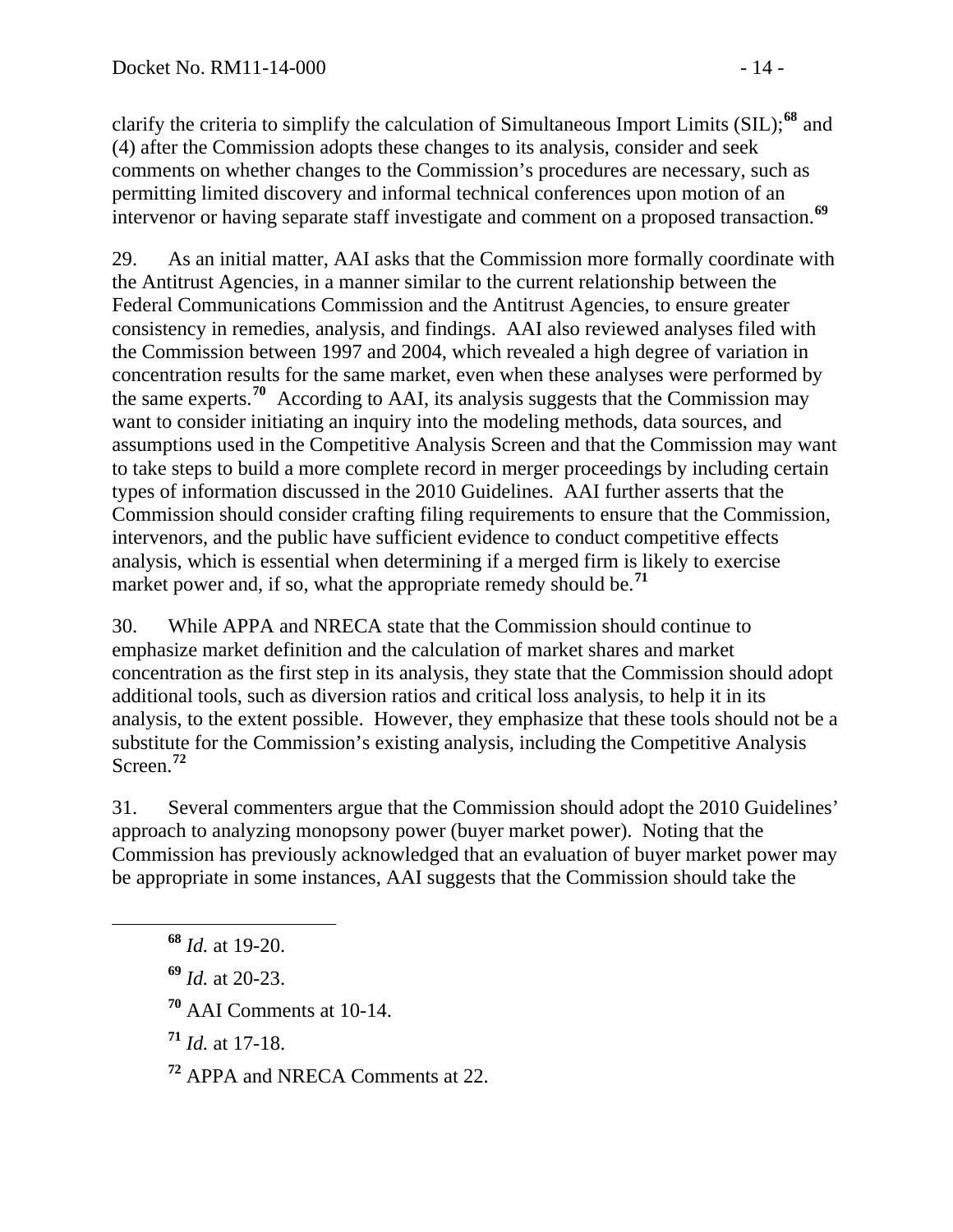clarify the criteria to simplify the calculation of Simultaneous Import Limits (SIL);[68] and (4) after the Commission adopts these changes to its analysis, consider and seek comments on whether changes to the Commission's procedures are necessary, such as permitting limited discovery and informal technical conferences upon motion of an intervenor or having separate staff investigate and comment on a proposed transaction.[69]

29. As an initial matter, AAI asks that the Commission more formally coordinate with the Antitrust Agencies, in a manner similar to the current relationship between the Federal Communications Commission and the Antitrust Agencies, to ensure greater consistency in remedies, analysis, and findings. AAI also reviewed analyses filed with the Commission between 1997 and 2004, which revealed a high degree of variation in concentration results for the same market, even when these analyses were performed by the same experts.[70] According to AAI, its analysis suggests that the Commission may want to consider initiating an inquiry into the modeling methods, data sources, and assumptions used in the Competitive Analysis Screen and that the Commission may want to take steps to build a more complete record in merger proceedings by including certain types of information discussed in the 2010 Guidelines. AAI further asserts that the Commission should consider crafting filing requirements to ensure that the Commission, intervenors, and the public have sufficient evidence to conduct competitive effects analysis, which is essential when determining if a merged firm is likely to exercise market power and, if so, what the appropriate remedy should be.[71]

30. While APPA and NRECA state that the Commission should continue to emphasize market definition and the calculation of market shares and market concentration as the first step in its analysis, they state that the Commission should adopt additional tools, such as diversion ratios and critical loss analysis, to help it in its analysis, to the extent possible. However, they emphasize that these tools should not be a substitute for the Commission's existing analysis, including the Competitive Analysis Screen.[72]

31. Several commenters argue that the Commission should adopt the 2010 Guidelines' approach to analyzing monopsony power (buyer market power). Noting that the Commission has previously acknowledged that an evaluation of buyer market power may be appropriate in some instances, AAI suggests that the Commission should take the

[68] *Id.* at 19-20.

[69] *Id.* at 20-23.

[70] AAI Comments at 10-14.

[71] *Id.* at 17-18.

[72] APPA and NRECA Comments at 22.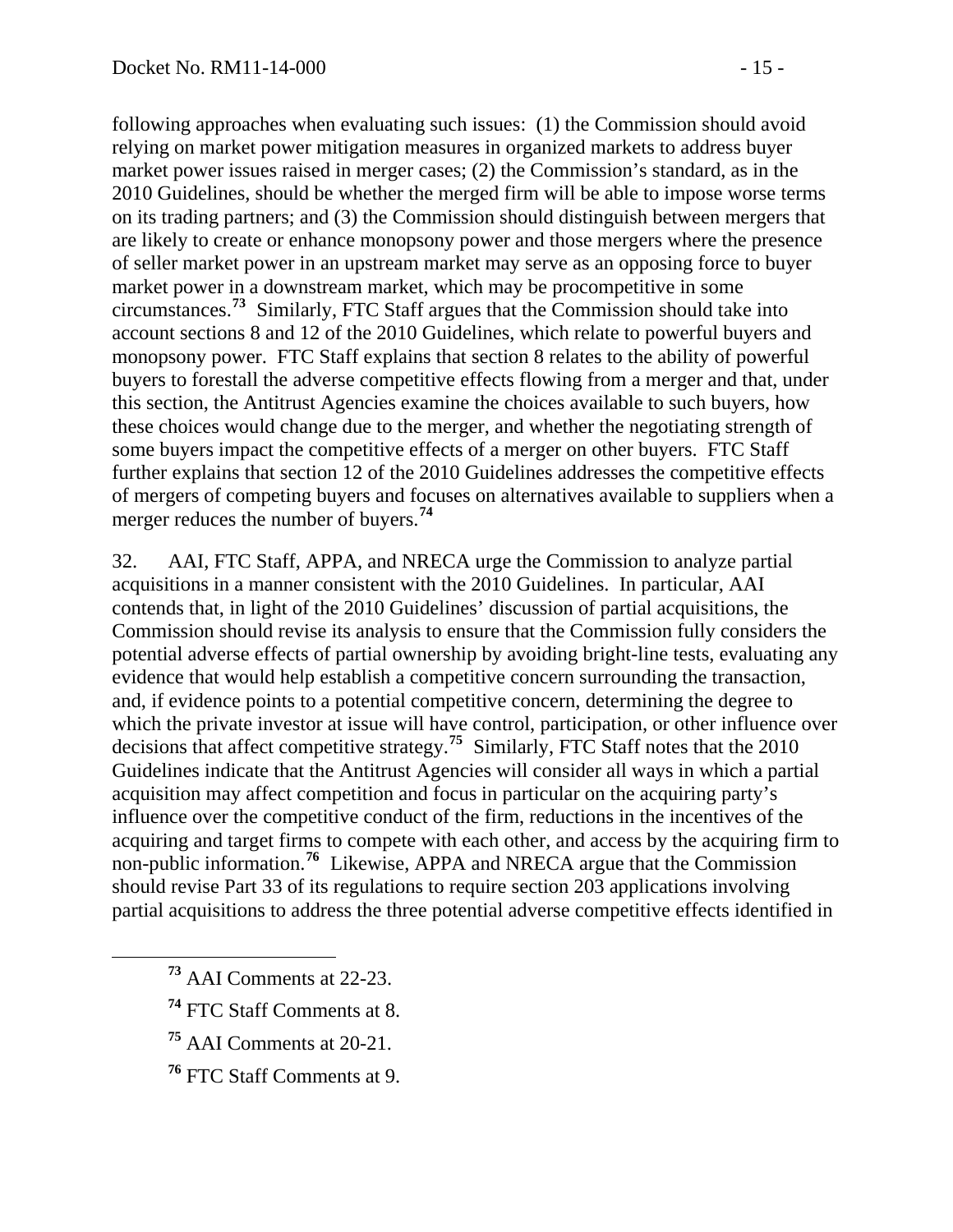following approaches when evaluating such issues: (1) the Commission should avoid relying on market power mitigation measures in organized markets to address buyer market power issues raised in merger cases; (2) the Commission's standard, as in the 2010 Guidelines, should be whether the merged firm will be able to impose worse terms on its trading partners; and (3) the Commission should distinguish between mergers that are likely to create or enhance monopsony power and those mergers where the presence of seller market power in an upstream market may serve as an opposing force to buyer market power in a downstream market, which may be procompetitive in some circumstances.[73] Similarly, FTC Staff argues that the Commission should take into account sections 8 and 12 of the 2010 Guidelines, which relate to powerful buyers and monopsony power. FTC Staff explains that section 8 relates to the ability of powerful buyers to forestall the adverse competitive effects flowing from a merger and that, under this section, the Antitrust Agencies examine the choices available to such buyers, how these choices would change due to the merger, and whether the negotiating strength of some buyers impact the competitive effects of a merger on other buyers. FTC Staff further explains that section 12 of the 2010 Guidelines addresses the competitive effects of mergers of competing buyers and focuses on alternatives available to suppliers when a merger reduces the number of buyers.[74]

32. AAI, FTC Staff, APPA, and NRECA urge the Commission to analyze partial acquisitions in a manner consistent with the 2010 Guidelines. In particular, AAI contends that, in light of the 2010 Guidelines' discussion of partial acquisitions, the Commission should revise its analysis to ensure that the Commission fully considers the potential adverse effects of partial ownership by avoiding bright-line tests, evaluating any evidence that would help establish a competitive concern surrounding the transaction, and, if evidence points to a potential competitive concern, determining the degree to which the private investor at issue will have control, participation, or other influence over decisions that affect competitive strategy.[75] Similarly, FTC Staff notes that the 2010 Guidelines indicate that the Antitrust Agencies will consider all ways in which a partial acquisition may affect competition and focus in particular on the acquiring party's influence over the competitive conduct of the firm, reductions in the incentives of the acquiring and target firms to compete with each other, and access by the acquiring firm to non-public information.[76] Likewise, APPA and NRECA argue that the Commission should revise Part 33 of its regulations to require section 203 applications involving partial acquisitions to address the three potential adverse competitive effects identified in

---

[73] AAI Comments at 22-23.

[74] FTC Staff Comments at 8.

[75] AAI Comments at 20-21.

[76] FTC Staff Comments at 9.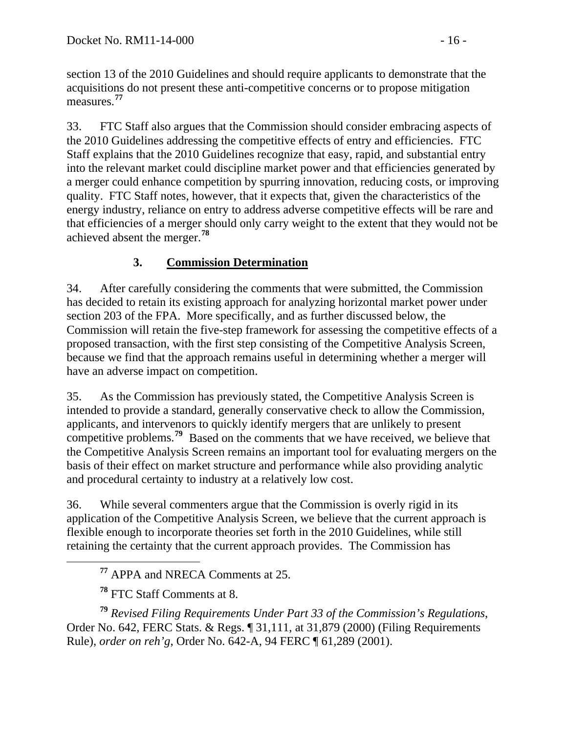section 13 of the 2010 Guidelines and should require applicants to demonstrate that the acquisitions do not present these anti-competitive concerns or to propose mitigation measures.[77]

33. FTC Staff also argues that the Commission should consider embracing aspects of the 2010 Guidelines addressing the competitive effects of entry and efficiencies. FTC Staff explains that the 2010 Guidelines recognize that easy, rapid, and substantial entry into the relevant market could discipline market power and that efficiencies generated by a merger could enhance competition by spurring innovation, reducing costs, or improving quality. FTC Staff notes, however, that it expects that, given the characteristics of the energy industry, reliance on entry to address adverse competitive effects will be rare and that efficiencies of a merger should only carry weight to the extent that they would not be achieved absent the merger.[78]

### 3. Commission Determination

34. After carefully considering the comments that were submitted, the Commission has decided to retain its existing approach for analyzing horizontal market power under section 203 of the FPA. More specifically, and as further discussed below, the Commission will retain the five-step framework for assessing the competitive effects of a proposed transaction, with the first step consisting of the Competitive Analysis Screen, because we find that the approach remains useful in determining whether a merger will have an adverse impact on competition.

35. As the Commission has previously stated, the Competitive Analysis Screen is intended to provide a standard, generally conservative check to allow the Commission, applicants, and intervenors to quickly identify mergers that are unlikely to present competitive problems.[79] Based on the comments that we have received, we believe that the Competitive Analysis Screen remains an important tool for evaluating mergers on the basis of their effect on market structure and performance while also providing analytic and procedural certainty to industry at a relatively low cost.

36. While several commenters argue that the Commission is overly rigid in its application of the Competitive Analysis Screen, we believe that the current approach is flexible enough to incorporate theories set forth in the 2010 Guidelines, while still retaining the certainty that the current approach provides. The Commission has

---

[77] APPA and NRECA Comments at 25.

[78] FTC Staff Comments at 8.

[79] *Revised Filing Requirements Under Part 33 of the Commission's Regulations*, Order No. 642, FERC Stats. & Regs. ¶ 31,111, at 31,879 (2000) (Filing Requirements Rule), *order on reh'g*, Order No. 642-A, 94 FERC ¶ 61,289 (2001).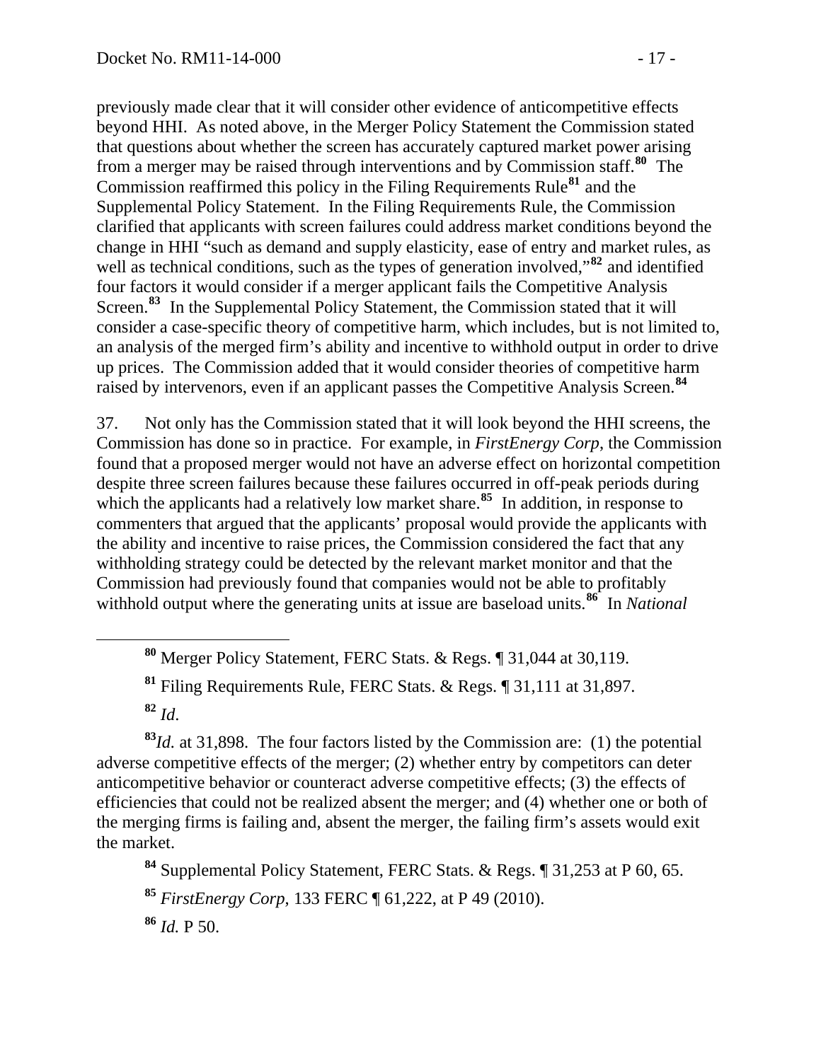previously made clear that it will consider other evidence of anticompetitive effects beyond HHI. As noted above, in the Merger Policy Statement the Commission stated that questions about whether the screen has accurately captured market power arising from a merger may be raised through interventions and by Commission staff.[80] The Commission reaffirmed this policy in the Filing Requirements Rule[81] and the Supplemental Policy Statement. In the Filing Requirements Rule, the Commission clarified that applicants with screen failures could address market conditions beyond the change in HHI "such as demand and supply elasticity, ease of entry and market rules, as well as technical conditions, such as the types of generation involved,"[82] and identified four factors it would consider if a merger applicant fails the Competitive Analysis Screen.[83] In the Supplemental Policy Statement, the Commission stated that it will consider a case-specific theory of competitive harm, which includes, but is not limited to, an analysis of the merged firm's ability and incentive to withhold output in order to drive up prices. The Commission added that it would consider theories of competitive harm raised by intervenors, even if an applicant passes the Competitive Analysis Screen.[84]

37. Not only has the Commission stated that it will look beyond the HHI screens, the Commission has done so in practice. For example, in *FirstEnergy Corp*, the Commission found that a proposed merger would not have an adverse effect on horizontal competition despite three screen failures because these failures occurred in off-peak periods during which the applicants had a relatively low market share.[85] In addition, in response to commenters that argued that the applicants' proposal would provide the applicants with the ability and incentive to raise prices, the Commission considered the fact that any withholding strategy could be detected by the relevant market monitor and that the Commission had previously found that companies would not be able to profitably withhold output where the generating units at issue are baseload units.[86] In *National*

---

[80] Merger Policy Statement, FERC Stats. & Regs. ¶ 31,044 at 30,119.

[81] Filing Requirements Rule, FERC Stats. & Regs. ¶ 31,111 at 31,897.

[82] *Id*.

[83] *Id.* at 31,898. The four factors listed by the Commission are: (1) the potential adverse competitive effects of the merger; (2) whether entry by competitors can deter anticompetitive behavior or counteract adverse competitive effects; (3) the effects of efficiencies that could not be realized absent the merger; and (4) whether one or both of the merging firms is failing and, absent the merger, the failing firm's assets would exit the market.

[84] Supplemental Policy Statement, FERC Stats. & Regs. ¶ 31,253 at P 60, 65.

[85] *FirstEnergy Corp*, 133 FERC ¶ 61,222, at P 49 (2010).

[86] *Id.* P 50.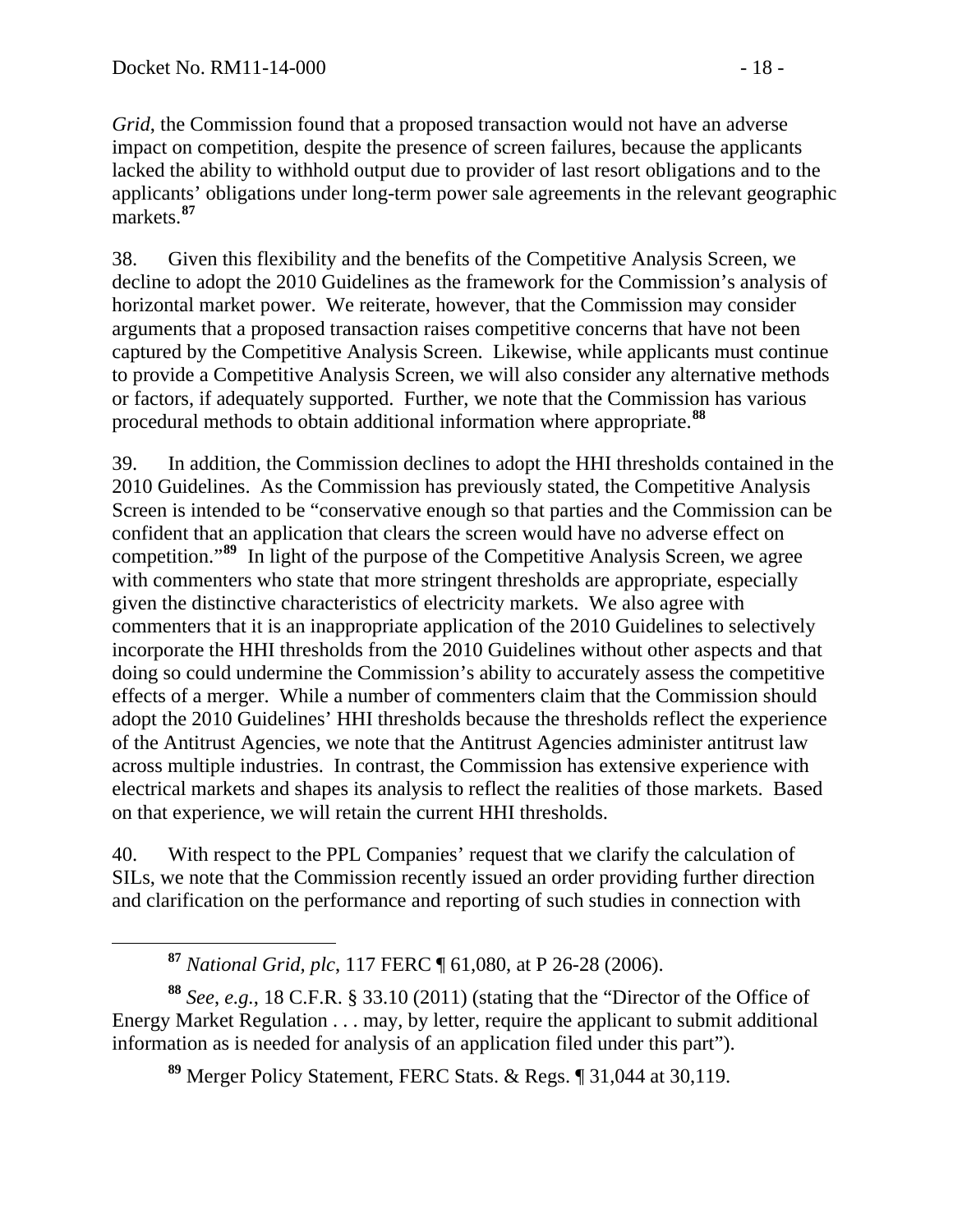*Grid*, the Commission found that a proposed transaction would not have an adverse impact on competition, despite the presence of screen failures, because the applicants lacked the ability to withhold output due to provider of last resort obligations and to the applicants' obligations under long-term power sale agreements in the relevant geographic markets.[87]

38. Given this flexibility and the benefits of the Competitive Analysis Screen, we decline to adopt the 2010 Guidelines as the framework for the Commission's analysis of horizontal market power. We reiterate, however, that the Commission may consider arguments that a proposed transaction raises competitive concerns that have not been captured by the Competitive Analysis Screen. Likewise, while applicants must continue to provide a Competitive Analysis Screen, we will also consider any alternative methods or factors, if adequately supported. Further, we note that the Commission has various procedural methods to obtain additional information where appropriate.[88]

39. In addition, the Commission declines to adopt the HHI thresholds contained in the 2010 Guidelines. As the Commission has previously stated, the Competitive Analysis Screen is intended to be "conservative enough so that parties and the Commission can be confident that an application that clears the screen would have no adverse effect on competition."[89] In light of the purpose of the Competitive Analysis Screen, we agree with commenters who state that more stringent thresholds are appropriate, especially given the distinctive characteristics of electricity markets. We also agree with commenters that it is an inappropriate application of the 2010 Guidelines to selectively incorporate the HHI thresholds from the 2010 Guidelines without other aspects and that doing so could undermine the Commission's ability to accurately assess the competitive effects of a merger. While a number of commenters claim that the Commission should adopt the 2010 Guidelines' HHI thresholds because the thresholds reflect the experience of the Antitrust Agencies, we note that the Antitrust Agencies administer antitrust law across multiple industries. In contrast, the Commission has extensive experience with electrical markets and shapes its analysis to reflect the realities of those markets. Based on that experience, we will retain the current HHI thresholds.

40. With respect to the PPL Companies' request that we clarify the calculation of SILs, we note that the Commission recently issued an order providing further direction and clarification on the performance and reporting of such studies in connection with

---

[87] *National Grid, plc*, 117 FERC ¶ 61,080, at P 26-28 (2006).

[88] *See*, *e.g.*, 18 C.F.R. § 33.10 (2011) (stating that the "Director of the Office of Energy Market Regulation . . . may, by letter, require the applicant to submit additional information as is needed for analysis of an application filed under this part").

[89] Merger Policy Statement, FERC Stats. & Regs. ¶ 31,044 at 30,119.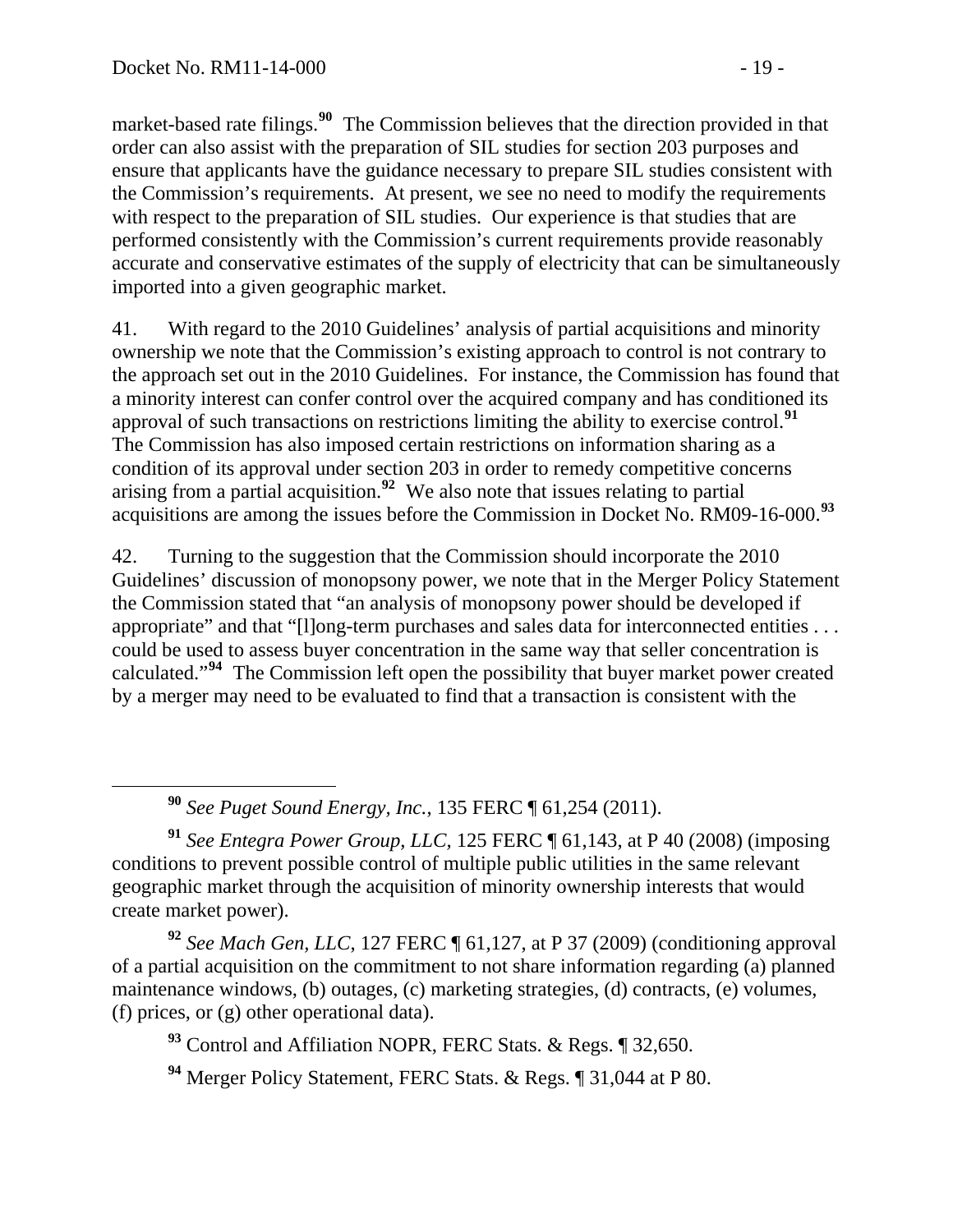market-based rate filings.[90] The Commission believes that the direction provided in that order can also assist with the preparation of SIL studies for section 203 purposes and ensure that applicants have the guidance necessary to prepare SIL studies consistent with the Commission's requirements. At present, we see no need to modify the requirements with respect to the preparation of SIL studies. Our experience is that studies that are performed consistently with the Commission's current requirements provide reasonably accurate and conservative estimates of the supply of electricity that can be simultaneously imported into a given geographic market.

41. With regard to the 2010 Guidelines' analysis of partial acquisitions and minority ownership we note that the Commission's existing approach to control is not contrary to the approach set out in the 2010 Guidelines. For instance, the Commission has found that a minority interest can confer control over the acquired company and has conditioned its approval of such transactions on restrictions limiting the ability to exercise control.[91] The Commission has also imposed certain restrictions on information sharing as a condition of its approval under section 203 in order to remedy competitive concerns arising from a partial acquisition.[92] We also note that issues relating to partial acquisitions are among the issues before the Commission in Docket No. RM09-16-000.[93]

42. Turning to the suggestion that the Commission should incorporate the 2010 Guidelines' discussion of monopsony power, we note that in the Merger Policy Statement the Commission stated that "an analysis of monopsony power should be developed if appropriate" and that "[l]ong-term purchases and sales data for interconnected entities . . . could be used to assess buyer concentration in the same way that seller concentration is calculated."[94] The Commission left open the possibility that buyer market power created by a merger may need to be evaluated to find that a transaction is consistent with the

---

[90] *See Puget Sound Energy, Inc.*, 135 FERC ¶ 61,254 (2011).

[91] *See Entegra Power Group, LLC*, 125 FERC ¶ 61,143, at P 40 (2008) (imposing conditions to prevent possible control of multiple public utilities in the same relevant geographic market through the acquisition of minority ownership interests that would create market power).

[92] *See Mach Gen, LLC*, 127 FERC ¶ 61,127, at P 37 (2009) (conditioning approval of a partial acquisition on the commitment to not share information regarding (a) planned maintenance windows, (b) outages, (c) marketing strategies, (d) contracts, (e) volumes, (f) prices, or (g) other operational data).

[93] Control and Affiliation NOPR, FERC Stats. & Regs. ¶ 32,650.

[94] Merger Policy Statement, FERC Stats. & Regs. ¶ 31,044 at P 80.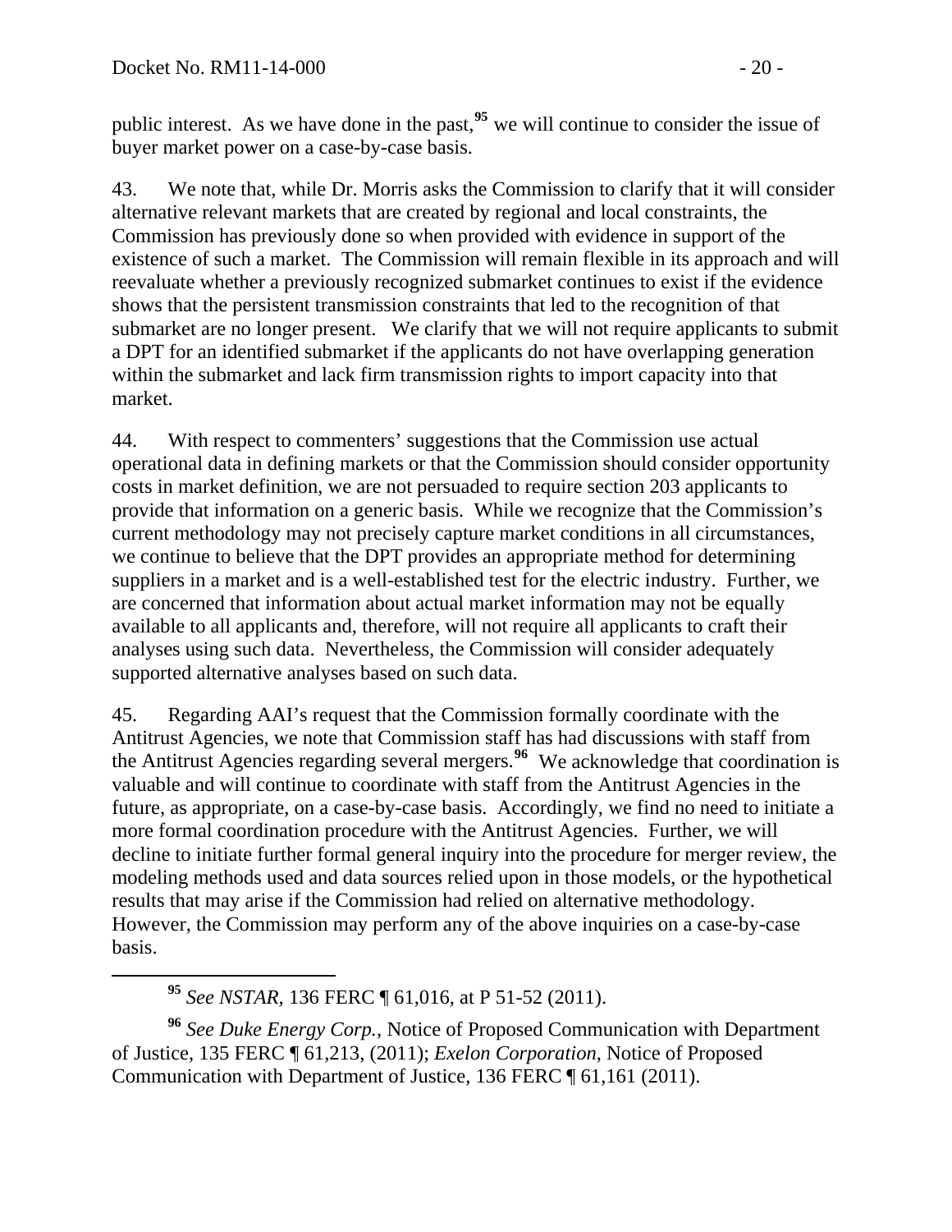public interest. As we have done in the past,[95] we will continue to consider the issue of buyer market power on a case-by-case basis.

43. We note that, while Dr. Morris asks the Commission to clarify that it will consider alternative relevant markets that are created by regional and local constraints, the Commission has previously done so when provided with evidence in support of the existence of such a market. The Commission will remain flexible in its approach and will reevaluate whether a previously recognized submarket continues to exist if the evidence shows that the persistent transmission constraints that led to the recognition of that submarket are no longer present. We clarify that we will not require applicants to submit a DPT for an identified submarket if the applicants do not have overlapping generation within the submarket and lack firm transmission rights to import capacity into that market.

44. With respect to commenters' suggestions that the Commission use actual operational data in defining markets or that the Commission should consider opportunity costs in market definition, we are not persuaded to require section 203 applicants to provide that information on a generic basis. While we recognize that the Commission's current methodology may not precisely capture market conditions in all circumstances, we continue to believe that the DPT provides an appropriate method for determining suppliers in a market and is a well-established test for the electric industry. Further, we are concerned that information about actual market information may not be equally available to all applicants and, therefore, will not require all applicants to craft their analyses using such data. Nevertheless, the Commission will consider adequately supported alternative analyses based on such data.

45. Regarding AAI's request that the Commission formally coordinate with the Antitrust Agencies, we note that Commission staff has had discussions with staff from the Antitrust Agencies regarding several mergers.[96] We acknowledge that coordination is valuable and will continue to coordinate with staff from the Antitrust Agencies in the future, as appropriate, on a case-by-case basis. Accordingly, we find no need to initiate a more formal coordination procedure with the Antitrust Agencies. Further, we will decline to initiate further formal general inquiry into the procedure for merger review, the modeling methods used and data sources relied upon in those models, or the hypothetical results that may arise if the Commission had relied on alternative methodology. However, the Commission may perform any of the above inquiries on a case-by-case basis.

---

[95] *See NSTAR*, 136 FERC ¶ 61,016, at P 51-52 (2011).

[96] *See Duke Energy Corp.*, Notice of Proposed Communication with Department of Justice, 135 FERC ¶ 61,213, (2011); *Exelon Corporation*, Notice of Proposed Communication with Department of Justice, 136 FERC ¶ 61,161 (2011).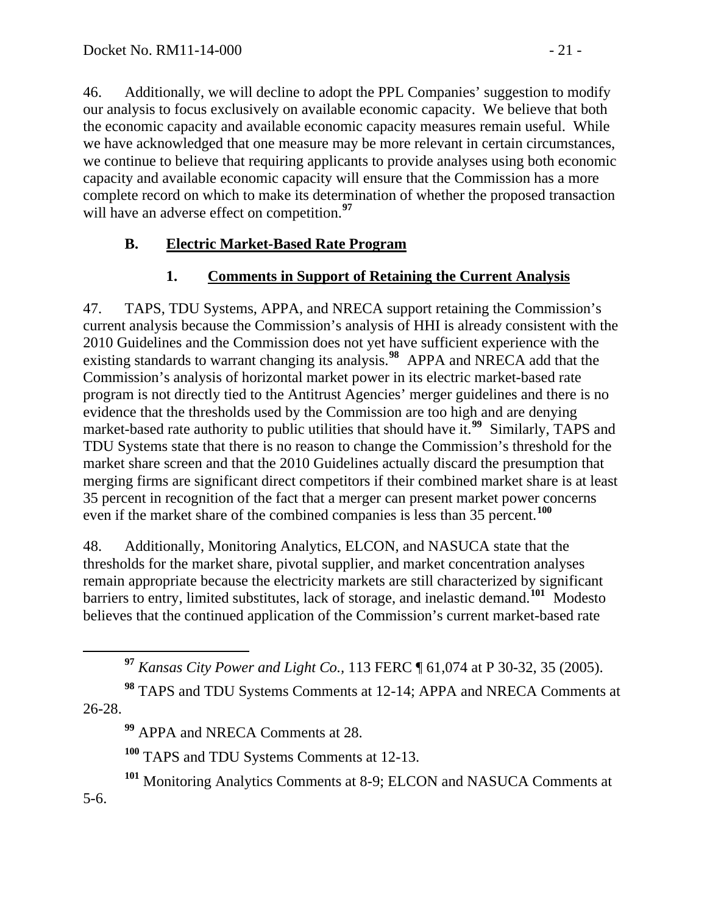46. Additionally, we will decline to adopt the PPL Companies' suggestion to modify our analysis to focus exclusively on available economic capacity. We believe that both the economic capacity and available economic capacity measures remain useful. While we have acknowledged that one measure may be more relevant in certain circumstances, we continue to believe that requiring applicants to provide analyses using both economic capacity and available economic capacity will ensure that the Commission has a more complete record on which to make its determination of whether the proposed transaction will have an adverse effect on competition.[97]

### B. Electric Market-Based Rate Program

#### 1. Comments in Support of Retaining the Current Analysis

47. TAPS, TDU Systems, APPA, and NRECA support retaining the Commission's current analysis because the Commission's analysis of HHI is already consistent with the 2010 Guidelines and the Commission does not yet have sufficient experience with the existing standards to warrant changing its analysis.[98] APPA and NRECA add that the Commission's analysis of horizontal market power in its electric market-based rate program is not directly tied to the Antitrust Agencies' merger guidelines and there is no evidence that the thresholds used by the Commission are too high and are denying market-based rate authority to public utilities that should have it.[99] Similarly, TAPS and TDU Systems state that there is no reason to change the Commission's threshold for the market share screen and that the 2010 Guidelines actually discard the presumption that merging firms are significant direct competitors if their combined market share is at least 35 percent in recognition of the fact that a merger can present market power concerns even if the market share of the combined companies is less than 35 percent.[100]

48. Additionally, Monitoring Analytics, ELCON, and NASUCA state that the thresholds for the market share, pivotal supplier, and market concentration analyses remain appropriate because the electricity markets are still characterized by significant barriers to entry, limited substitutes, lack of storage, and inelastic demand.[101] Modesto believes that the continued application of the Commission's current market-based rate

---

[97] *Kansas City Power and Light Co.*, 113 FERC ¶ 61,074 at P 30-32, 35 (2005).

[98] TAPS and TDU Systems Comments at 12-14; APPA and NRECA Comments at 26-28.

[99] APPA and NRECA Comments at 28.

[100] TAPS and TDU Systems Comments at 12-13.

[101] Monitoring Analytics Comments at 8-9; ELCON and NASUCA Comments at 5-6.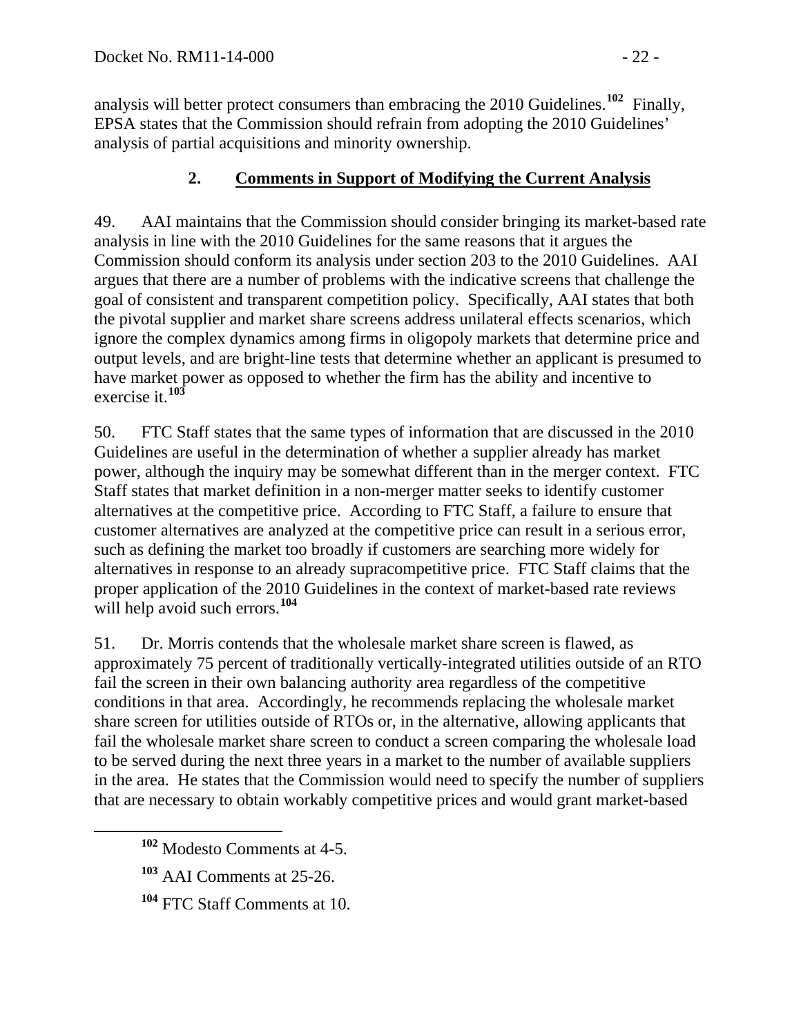analysis will better protect consumers than embracing the 2010 Guidelines.[102] Finally, EPSA states that the Commission should refrain from adopting the 2010 Guidelines' analysis of partial acquisitions and minority ownership.

### 2. Comments in Support of Modifying the Current Analysis

49. AAI maintains that the Commission should consider bringing its market-based rate analysis in line with the 2010 Guidelines for the same reasons that it argues the Commission should conform its analysis under section 203 to the 2010 Guidelines. AAI argues that there are a number of problems with the indicative screens that challenge the goal of consistent and transparent competition policy. Specifically, AAI states that both the pivotal supplier and market share screens address unilateral effects scenarios, which ignore the complex dynamics among firms in oligopoly markets that determine price and output levels, and are bright-line tests that determine whether an applicant is presumed to have market power as opposed to whether the firm has the ability and incentive to exercise it.[103]

50. FTC Staff states that the same types of information that are discussed in the 2010 Guidelines are useful in the determination of whether a supplier already has market power, although the inquiry may be somewhat different than in the merger context. FTC Staff states that market definition in a non-merger matter seeks to identify customer alternatives at the competitive price. According to FTC Staff, a failure to ensure that customer alternatives are analyzed at the competitive price can result in a serious error, such as defining the market too broadly if customers are searching more widely for alternatives in response to an already supracompetitive price. FTC Staff claims that the proper application of the 2010 Guidelines in the context of market-based rate reviews will help avoid such errors.[104]

51. Dr. Morris contends that the wholesale market share screen is flawed, as approximately 75 percent of traditionally vertically-integrated utilities outside of an RTO fail the screen in their own balancing authority area regardless of the competitive conditions in that area. Accordingly, he recommends replacing the wholesale market share screen for utilities outside of RTOs or, in the alternative, allowing applicants that fail the wholesale market share screen to conduct a screen comparing the wholesale load to be served during the next three years in a market to the number of available suppliers in the area. He states that the Commission would need to specify the number of suppliers that are necessary to obtain workably competitive prices and would grant market-based

---

[102] Modesto Comments at 4-5.

[103] AAI Comments at 25-26.

[104] FTC Staff Comments at 10.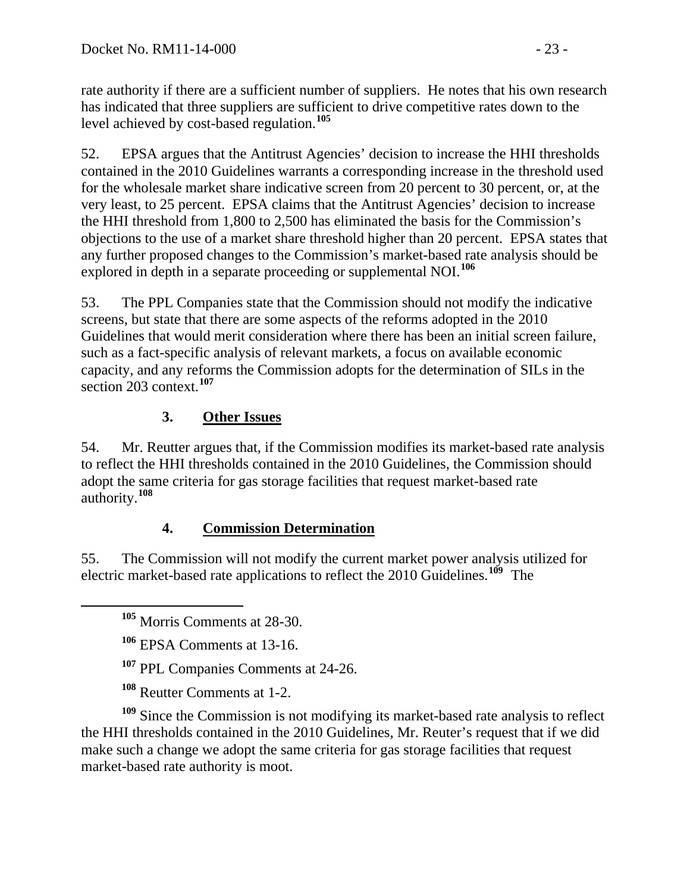rate authority if there are a sufficient number of suppliers. He notes that his own research has indicated that three suppliers are sufficient to drive competitive rates down to the level achieved by cost-based regulation.[105]

52. EPSA argues that the Antitrust Agencies' decision to increase the HHI thresholds contained in the 2010 Guidelines warrants a corresponding increase in the threshold used for the wholesale market share indicative screen from 20 percent to 30 percent, or, at the very least, to 25 percent. EPSA claims that the Antitrust Agencies' decision to increase the HHI threshold from 1,800 to 2,500 has eliminated the basis for the Commission's objections to the use of a market share threshold higher than 20 percent. EPSA states that any further proposed changes to the Commission's market-based rate analysis should be explored in depth in a separate proceeding or supplemental NOI.[106]

53. The PPL Companies state that the Commission should not modify the indicative screens, but state that there are some aspects of the reforms adopted in the 2010 Guidelines that would merit consideration where there has been an initial screen failure, such as a fact-specific analysis of relevant markets, a focus on available economic capacity, and any reforms the Commission adopts for the determination of SILs in the section 203 context.[107]

### 3. Other Issues

54. Mr. Reutter argues that, if the Commission modifies its market-based rate analysis to reflect the HHI thresholds contained in the 2010 Guidelines, the Commission should adopt the same criteria for gas storage facilities that request market-based rate authority.[108]

### 4. Commission Determination

55. The Commission will not modify the current market power analysis utilized for electric market-based rate applications to reflect the 2010 Guidelines.[109] The

---

[105] Morris Comments at 28-30.

[106] EPSA Comments at 13-16.

[107] PPL Companies Comments at 24-26.

[108] Reutter Comments at 1-2.

[109] Since the Commission is not modifying its market-based rate analysis to reflect the HHI thresholds contained in the 2010 Guidelines, Mr. Reuter's request that if we did make such a change we adopt the same criteria for gas storage facilities that request market-based rate authority is moot.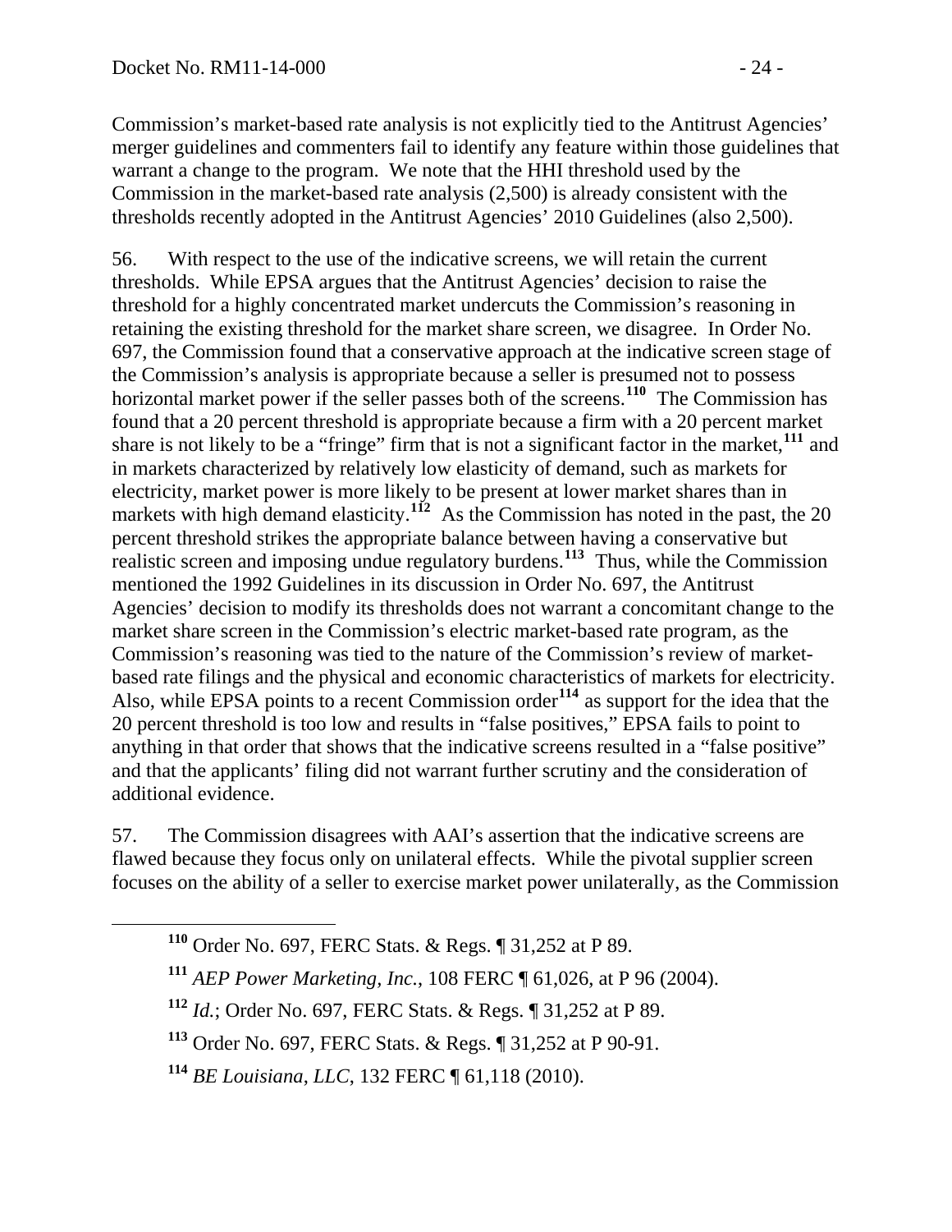Commission's market-based rate analysis is not explicitly tied to the Antitrust Agencies' merger guidelines and commenters fail to identify any feature within those guidelines that warrant a change to the program. We note that the HHI threshold used by the Commission in the market-based rate analysis (2,500) is already consistent with the thresholds recently adopted in the Antitrust Agencies' 2010 Guidelines (also 2,500).

56. With respect to the use of the indicative screens, we will retain the current thresholds. While EPSA argues that the Antitrust Agencies' decision to raise the threshold for a highly concentrated market undercuts the Commission's reasoning in retaining the existing threshold for the market share screen, we disagree. In Order No. 697, the Commission found that a conservative approach at the indicative screen stage of the Commission's analysis is appropriate because a seller is presumed not to possess horizontal market power if the seller passes both of the screens.[110] The Commission has found that a 20 percent threshold is appropriate because a firm with a 20 percent market share is not likely to be a "fringe" firm that is not a significant factor in the market,[111] and in markets characterized by relatively low elasticity of demand, such as markets for electricity, market power is more likely to be present at lower market shares than in markets with high demand elasticity.[112] As the Commission has noted in the past, the 20 percent threshold strikes the appropriate balance between having a conservative but realistic screen and imposing undue regulatory burdens.[113] Thus, while the Commission mentioned the 1992 Guidelines in its discussion in Order No. 697, the Antitrust Agencies' decision to modify its thresholds does not warrant a concomitant change to the market share screen in the Commission's electric market-based rate program, as the Commission's reasoning was tied to the nature of the Commission's review of market-based rate filings and the physical and economic characteristics of markets for electricity. Also, while EPSA points to a recent Commission order[114] as support for the idea that the 20 percent threshold is too low and results in "false positives," EPSA fails to point to anything in that order that shows that the indicative screens resulted in a "false positive" and that the applicants' filing did not warrant further scrutiny and the consideration of additional evidence.

57. The Commission disagrees with AAI's assertion that the indicative screens are flawed because they focus only on unilateral effects. While the pivotal supplier screen focuses on the ability of a seller to exercise market power unilaterally, as the Commission

---

[110] Order No. 697, FERC Stats. & Regs. ¶ 31,252 at P 89.

[111] *AEP Power Marketing, Inc.*, 108 FERC ¶ 61,026, at P 96 (2004).

[112] *Id.*; Order No. 697, FERC Stats. & Regs. ¶ 31,252 at P 89.

[113] Order No. 697, FERC Stats. & Regs. ¶ 31,252 at P 90-91.

[114] *BE Louisiana, LLC*, 132 FERC ¶ 61,118 (2010).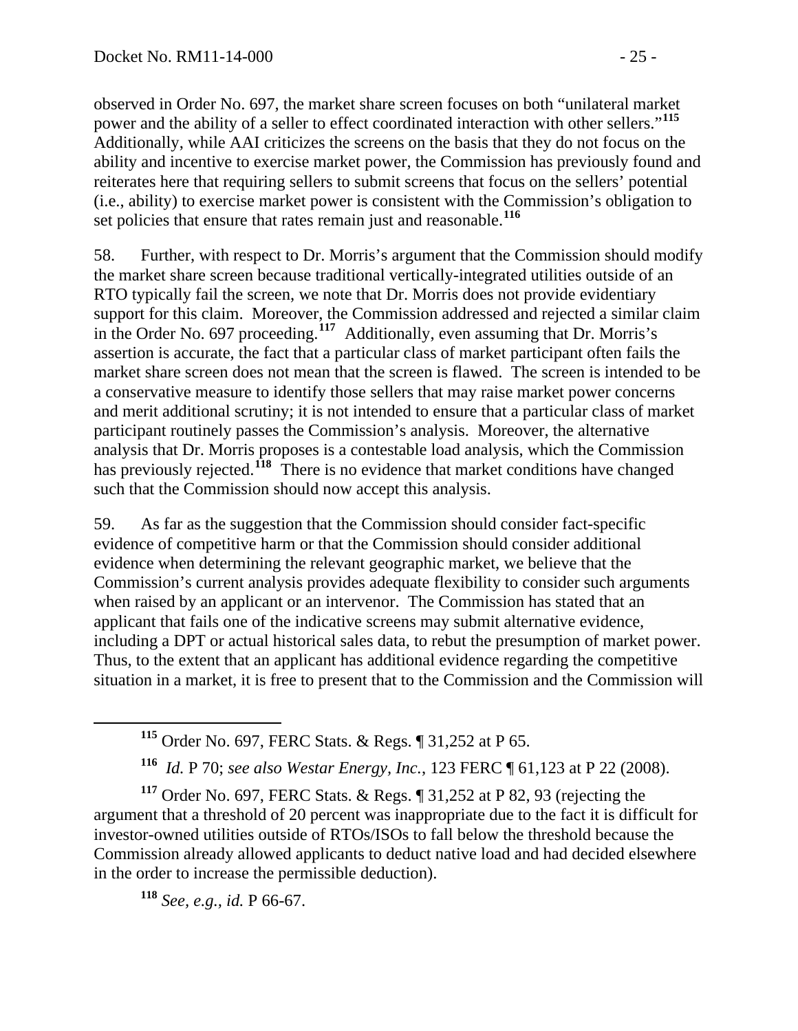observed in Order No. 697, the market share screen focuses on both "unilateral market power and the ability of a seller to effect coordinated interaction with other sellers."[115] Additionally, while AAI criticizes the screens on the basis that they do not focus on the ability and incentive to exercise market power, the Commission has previously found and reiterates here that requiring sellers to submit screens that focus on the sellers' potential (i.e., ability) to exercise market power is consistent with the Commission's obligation to set policies that ensure that rates remain just and reasonable.[116]

58. Further, with respect to Dr. Morris's argument that the Commission should modify the market share screen because traditional vertically-integrated utilities outside of an RTO typically fail the screen, we note that Dr. Morris does not provide evidentiary support for this claim. Moreover, the Commission addressed and rejected a similar claim in the Order No. 697 proceeding.[117] Additionally, even assuming that Dr. Morris's assertion is accurate, the fact that a particular class of market participant often fails the market share screen does not mean that the screen is flawed. The screen is intended to be a conservative measure to identify those sellers that may raise market power concerns and merit additional scrutiny; it is not intended to ensure that a particular class of market participant routinely passes the Commission's analysis. Moreover, the alternative analysis that Dr. Morris proposes is a contestable load analysis, which the Commission has previously rejected.[118] There is no evidence that market conditions have changed such that the Commission should now accept this analysis.

59. As far as the suggestion that the Commission should consider fact-specific evidence of competitive harm or that the Commission should consider additional evidence when determining the relevant geographic market, we believe that the Commission's current analysis provides adequate flexibility to consider such arguments when raised by an applicant or an intervenor. The Commission has stated that an applicant that fails one of the indicative screens may submit alternative evidence, including a DPT or actual historical sales data, to rebut the presumption of market power. Thus, to the extent that an applicant has additional evidence regarding the competitive situation in a market, it is free to present that to the Commission and the Commission will

---

[115] Order No. 697, FERC Stats. & Regs. ¶ 31,252 at P 65.

[116] *Id.* P 70; *see also Westar Energy, Inc.*, 123 FERC ¶ 61,123 at P 22 (2008).

[117] Order No. 697, FERC Stats. & Regs. ¶ 31,252 at P 82, 93 (rejecting the argument that a threshold of 20 percent was inappropriate due to the fact it is difficult for investor-owned utilities outside of RTOs/ISOs to fall below the threshold because the Commission already allowed applicants to deduct native load and had decided elsewhere in the order to increase the permissible deduction).

[118] *See, e.g., id.* P 66-67.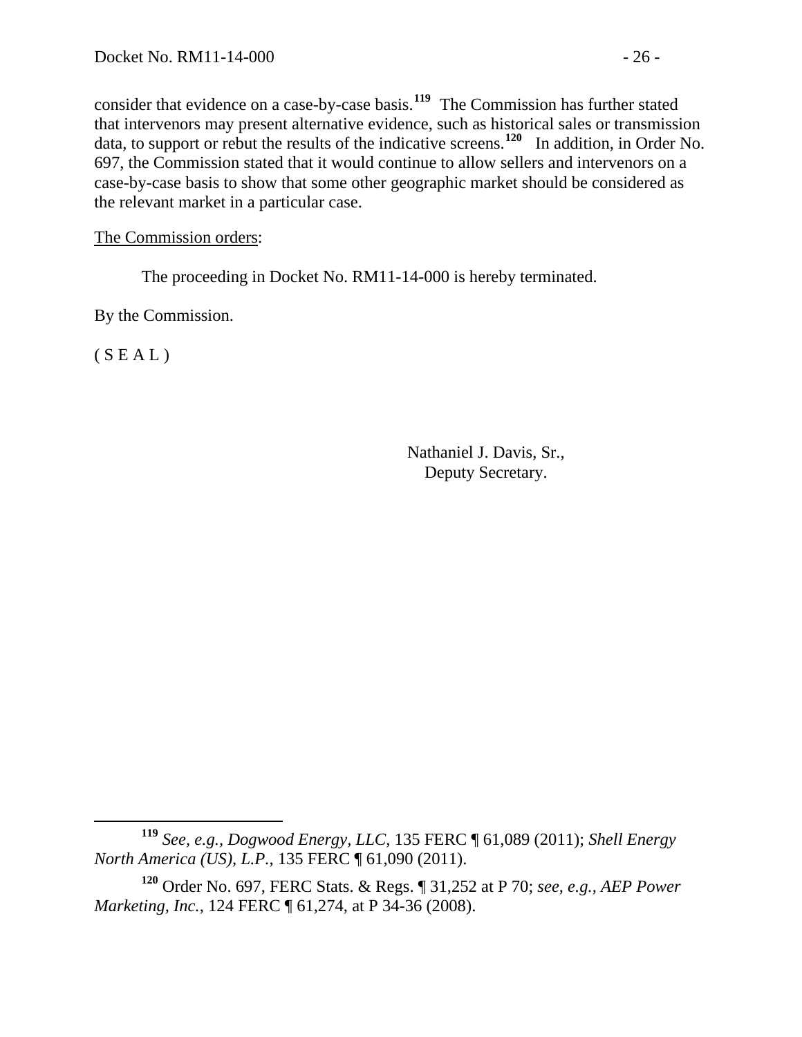consider that evidence on a case-by-case basis.[119] The Commission has further stated that intervenors may present alternative evidence, such as historical sales or transmission data, to support or rebut the results of the indicative screens.[120] In addition, in Order No. 697, the Commission stated that it would continue to allow sellers and intervenors on a case-by-case basis to show that some other geographic market should be considered as the relevant market in a particular case.

The Commission orders:

The proceeding in Docket No. RM11-14-000 is hereby terminated.

By the Commission.

( S E A L )

Nathaniel J. Davis, Sr.,
Deputy Secretary.

---

[119] *See, e.g., Dogwood Energy, LLC*, 135 FERC ¶ 61,089 (2011); *Shell Energy North America (US), L.P.*, 135 FERC ¶ 61,090 (2011).

[120] Order No. 697, FERC Stats. & Regs. ¶ 31,252 at P 70; *see, e.g., AEP Power Marketing, Inc.*, 124 FERC ¶ 61,274, at P 34-36 (2008).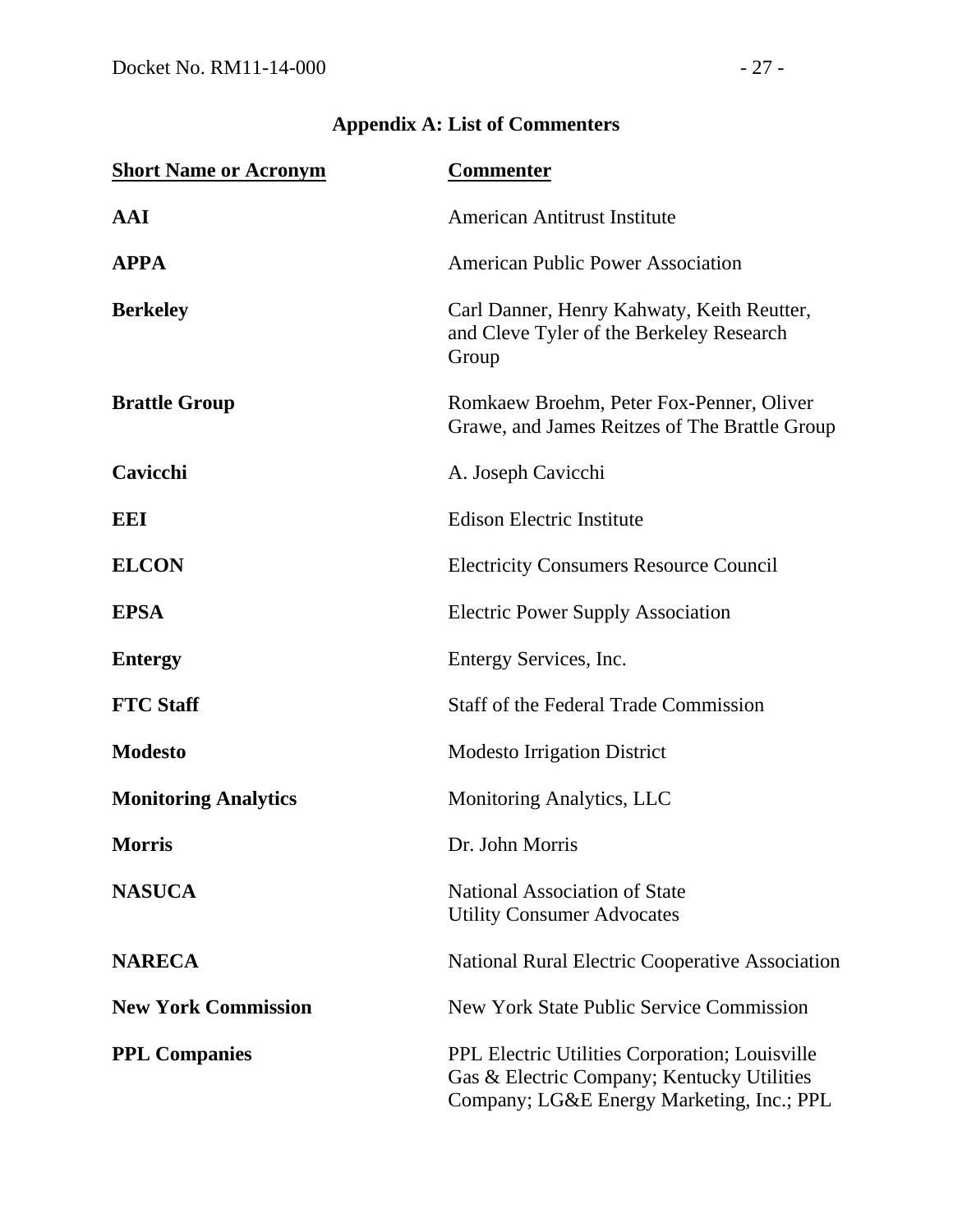## Appendix A: List of Commenters

| Short Name or Acronym | Commenter |
|---|---|
| **AAI** | American Antitrust Institute |
| **APPA** | American Public Power Association |
| **Berkeley** | Carl Danner, Henry Kahwaty, Keith Reutter, and Cleve Tyler of the Berkeley Research Group |
| **Brattle Group** | Romkaew Broehm, Peter Fox-Penner, Oliver Grawe, and James Reitzes of The Brattle Group |
| **Cavicchi** | A. Joseph Cavicchi |
| **EEI** | Edison Electric Institute |
| **ELCON** | Electricity Consumers Resource Council |
| **EPSA** | Electric Power Supply Association |
| **Entergy** | Entergy Services, Inc. |
| **FTC Staff** | Staff of the Federal Trade Commission |
| **Modesto** | Modesto Irrigation District |
| **Monitoring Analytics** | Monitoring Analytics, LLC |
| **Morris** | Dr. John Morris |
| **NASUCA** | National Association of State Utility Consumer Advocates |
| **NARECA** | National Rural Electric Cooperative Association |
| **New York Commission** | New York State Public Service Commission |
| **PPL Companies** | PPL Electric Utilities Corporation; Louisville Gas & Electric Company; Kentucky Utilities Company; LG&E Energy Marketing, Inc.; PPL |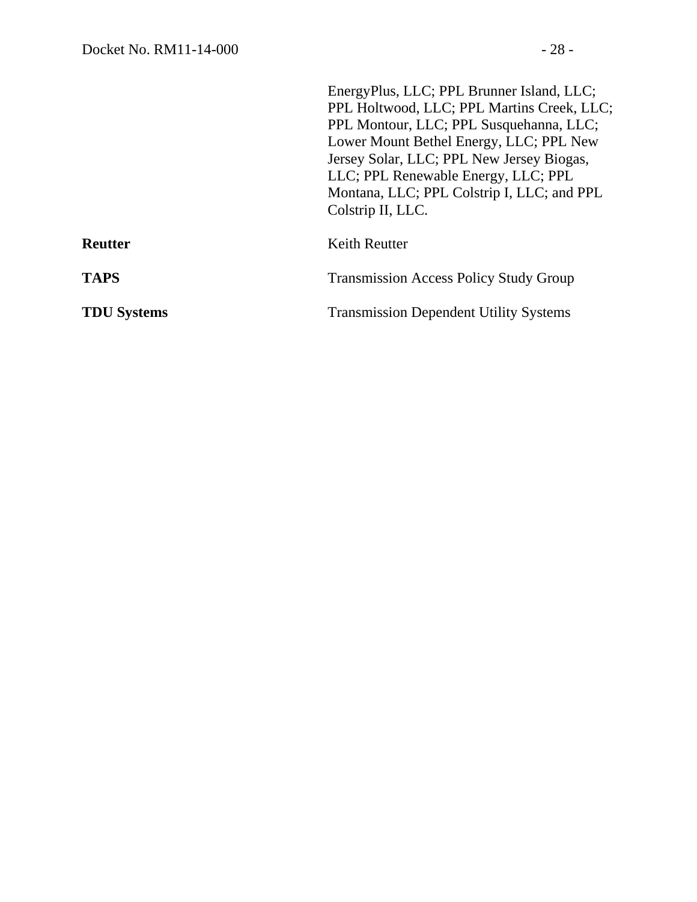| | |
|---|---|
| | EnergyPlus, LLC; PPL Brunner Island, LLC; PPL Holtwood, LLC; PPL Martins Creek, LLC; PPL Montour, LLC; PPL Susquehanna, LLC; Lower Mount Bethel Energy, LLC; PPL New Jersey Solar, LLC; PPL New Jersey Biogas, LLC; PPL Renewable Energy, LLC; PPL Montana, LLC; PPL Colstrip I, LLC; and PPL Colstrip II, LLC. |
| **Reutter** | Keith Reutter |
| **TAPS** | Transmission Access Policy Study Group |
| **TDU Systems** | Transmission Dependent Utility Systems |